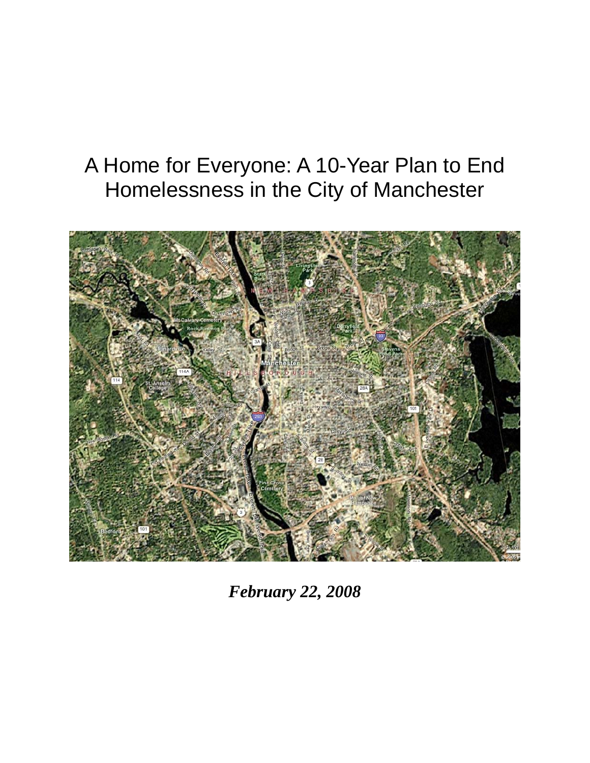# A Home for Everyone: A 10-Year Plan to End Homelessness in the City of Manchester

***February 22, 2008***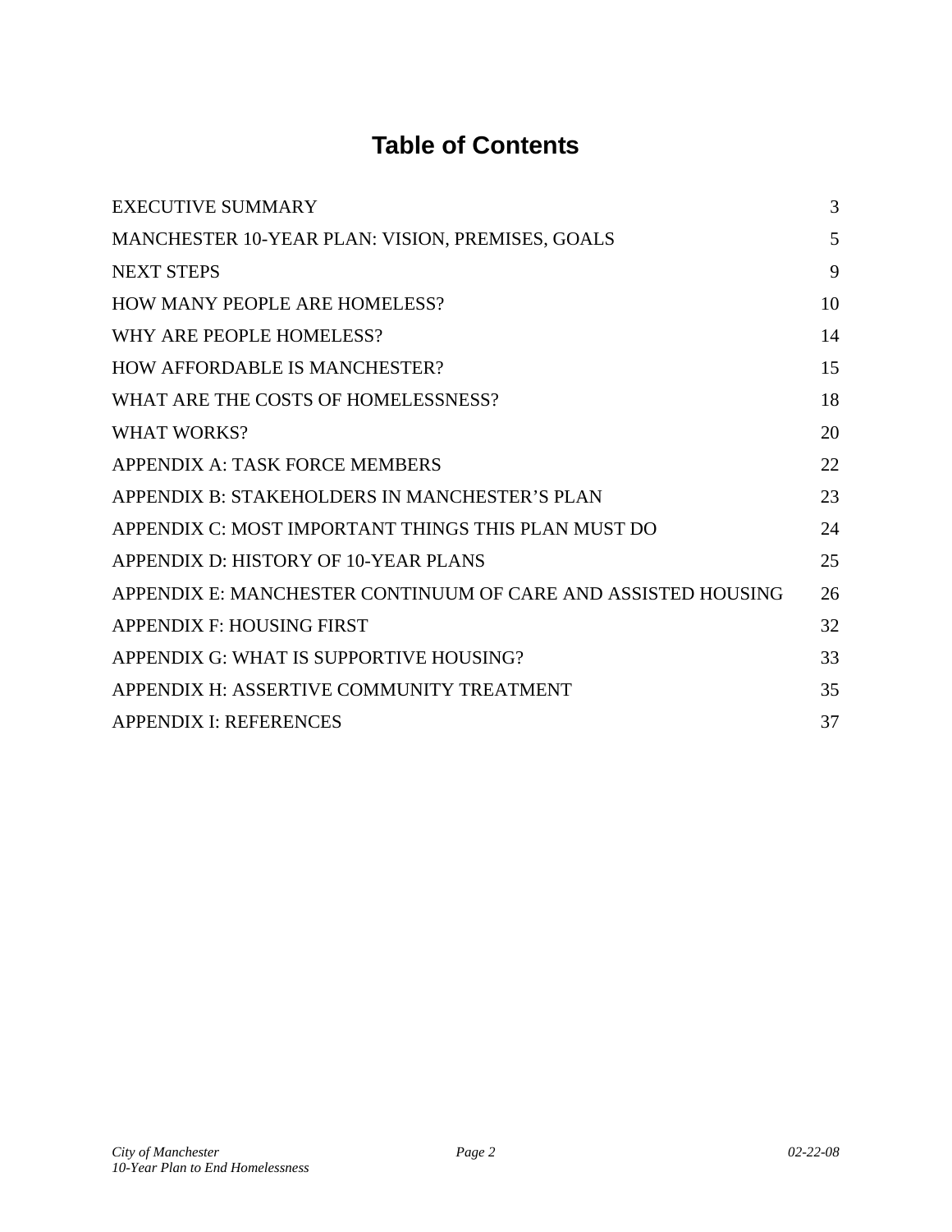# Table of Contents

| | |
|---|---|
| EXECUTIVE SUMMARY | 3 |
| MANCHESTER 10-YEAR PLAN: VISION, PREMISES, GOALS | 5 |
| NEXT STEPS | 9 |
| HOW MANY PEOPLE ARE HOMELESS? | 10 |
| WHY ARE PEOPLE HOMELESS? | 14 |
| HOW AFFORDABLE IS MANCHESTER? | 15 |
| WHAT ARE THE COSTS OF HOMELESSNESS? | 18 |
| WHAT WORKS? | 20 |
| APPENDIX A: TASK FORCE MEMBERS | 22 |
| APPENDIX B: STAKEHOLDERS IN MANCHESTER'S PLAN | 23 |
| APPENDIX C: MOST IMPORTANT THINGS THIS PLAN MUST DO | 24 |
| APPENDIX D: HISTORY OF 10-YEAR PLANS | 25 |
| APPENDIX E: MANCHESTER CONTINUUM OF CARE AND ASSISTED HOUSING | 26 |
| APPENDIX F: HOUSING FIRST | 32 |
| APPENDIX G: WHAT IS SUPPORTIVE HOUSING? | 33 |
| APPENDIX H: ASSERTIVE COMMUNITY TREATMENT | 35 |
| APPENDIX I: REFERENCES | 37 |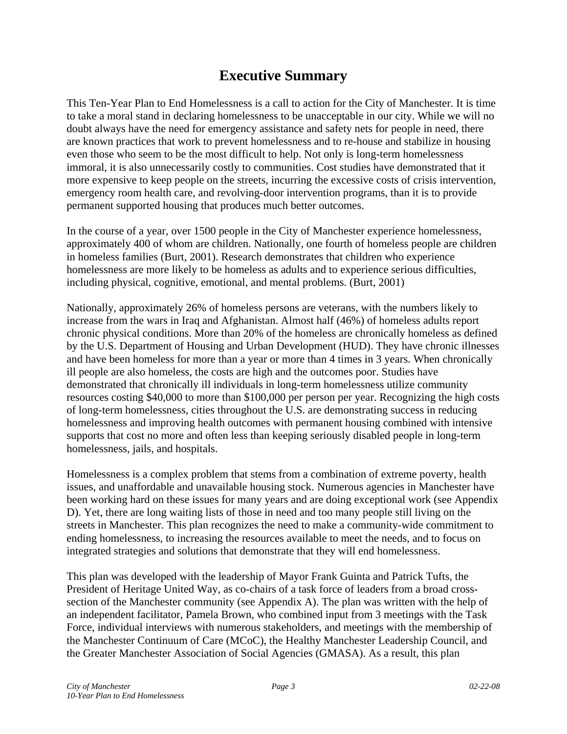# Executive Summary

This Ten-Year Plan to End Homelessness is a call to action for the City of Manchester. It is time to take a moral stand in declaring homelessness to be unacceptable in our city. While we will no doubt always have the need for emergency assistance and safety nets for people in need, there are known practices that work to prevent homelessness and to re-house and stabilize in housing even those who seem to be the most difficult to help. Not only is long-term homelessness immoral, it is also unnecessarily costly to communities. Cost studies have demonstrated that it more expensive to keep people on the streets, incurring the excessive costs of crisis intervention, emergency room health care, and revolving-door intervention programs, than it is to provide permanent supported housing that produces much better outcomes.

In the course of a year, over 1500 people in the City of Manchester experience homelessness, approximately 400 of whom are children. Nationally, one fourth of homeless people are children in homeless families (Burt, 2001). Research demonstrates that children who experience homelessness are more likely to be homeless as adults and to experience serious difficulties, including physical, cognitive, emotional, and mental problems. (Burt, 2001)

Nationally, approximately 26% of homeless persons are veterans, with the numbers likely to increase from the wars in Iraq and Afghanistan. Almost half (46%) of homeless adults report chronic physical conditions. More than 20% of the homeless are chronically homeless as defined by the U.S. Department of Housing and Urban Development (HUD). They have chronic illnesses and have been homeless for more than a year or more than 4 times in 3 years. When chronically ill people are also homeless, the costs are high and the outcomes poor. Studies have demonstrated that chronically ill individuals in long-term homelessness utilize community resources costing $40,000 to more than $100,000 per person per year. Recognizing the high costs of long-term homelessness, cities throughout the U.S. are demonstrating success in reducing homelessness and improving health outcomes with permanent housing combined with intensive supports that cost no more and often less than keeping seriously disabled people in long-term homelessness, jails, and hospitals.

Homelessness is a complex problem that stems from a combination of extreme poverty, health issues, and unaffordable and unavailable housing stock. Numerous agencies in Manchester have been working hard on these issues for many years and are doing exceptional work (see Appendix D). Yet, there are long waiting lists of those in need and too many people still living on the streets in Manchester. This plan recognizes the need to make a community-wide commitment to ending homelessness, to increasing the resources available to meet the needs, and to focus on integrated strategies and solutions that demonstrate that they will end homelessness.

This plan was developed with the leadership of Mayor Frank Guinta and Patrick Tufts, the President of Heritage United Way, as co-chairs of a task force of leaders from a broad cross-section of the Manchester community (see Appendix A). The plan was written with the help of an independent facilitator, Pamela Brown, who combined input from 3 meetings with the Task Force, individual interviews with numerous stakeholders, and meetings with the membership of the Manchester Continuum of Care (MCoC), the Healthy Manchester Leadership Council, and the Greater Manchester Association of Social Agencies (GMASA). As a result, this plan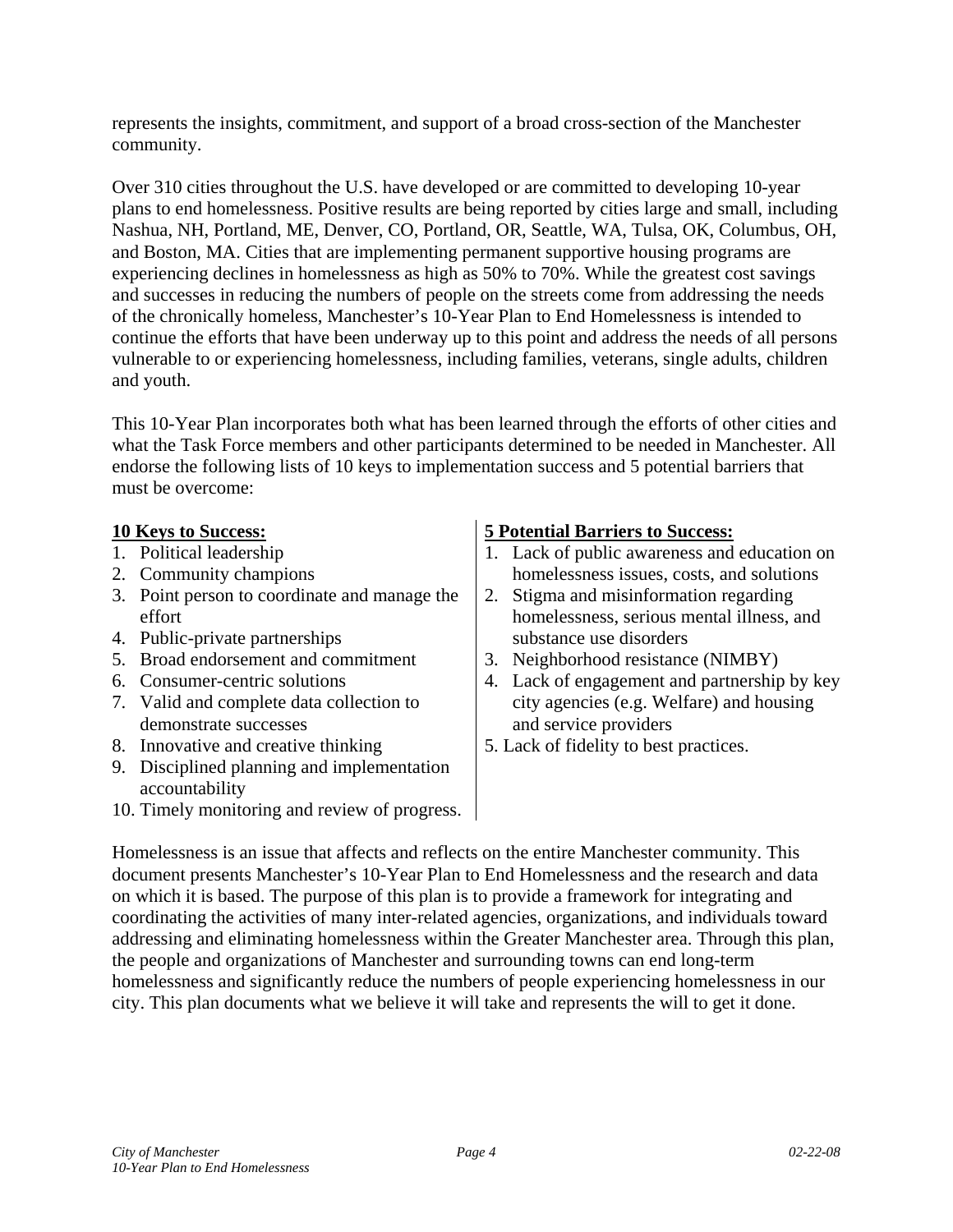represents the insights, commitment, and support of a broad cross-section of the Manchester community.

Over 310 cities throughout the U.S. have developed or are committed to developing 10-year plans to end homelessness. Positive results are being reported by cities large and small, including Nashua, NH, Portland, ME, Denver, CO, Portland, OR, Seattle, WA, Tulsa, OK, Columbus, OH, and Boston, MA. Cities that are implementing permanent supportive housing programs are experiencing declines in homelessness as high as 50% to 70%. While the greatest cost savings and successes in reducing the numbers of people on the streets come from addressing the needs of the chronically homeless, Manchester's 10-Year Plan to End Homelessness is intended to continue the efforts that have been underway up to this point and address the needs of all persons vulnerable to or experiencing homelessness, including families, veterans, single adults, children and youth.

This 10-Year Plan incorporates both what has been learned through the efforts of other cities and what the Task Force members and other participants determined to be needed in Manchester. All endorse the following lists of 10 keys to implementation success and 5 potential barriers that must be overcome:

**10 Keys to Success:**

1. Political leadership
2. Community champions
3. Point person to coordinate and manage the effort
4. Public-private partnerships
5. Broad endorsement and commitment
6. Consumer-centric solutions
7. Valid and complete data collection to demonstrate successes
8. Innovative and creative thinking
9. Disciplined planning and implementation accountability
10. Timely monitoring and review of progress.

**5 Potential Barriers to Success:**

1. Lack of public awareness and education on homelessness issues, costs, and solutions
2. Stigma and misinformation regarding homelessness, serious mental illness, and substance use disorders
3. Neighborhood resistance (NIMBY)
4. Lack of engagement and partnership by key city agencies (e.g. Welfare) and housing and service providers
5. Lack of fidelity to best practices.

Homelessness is an issue that affects and reflects on the entire Manchester community. This document presents Manchester's 10-Year Plan to End Homelessness and the research and data on which it is based. The purpose of this plan is to provide a framework for integrating and coordinating the activities of many inter-related agencies, organizations, and individuals toward addressing and eliminating homelessness within the Greater Manchester area. Through this plan, the people and organizations of Manchester and surrounding towns can end long-term homelessness and significantly reduce the numbers of people experiencing homelessness in our city. This plan documents what we believe it will take and represents the will to get it done.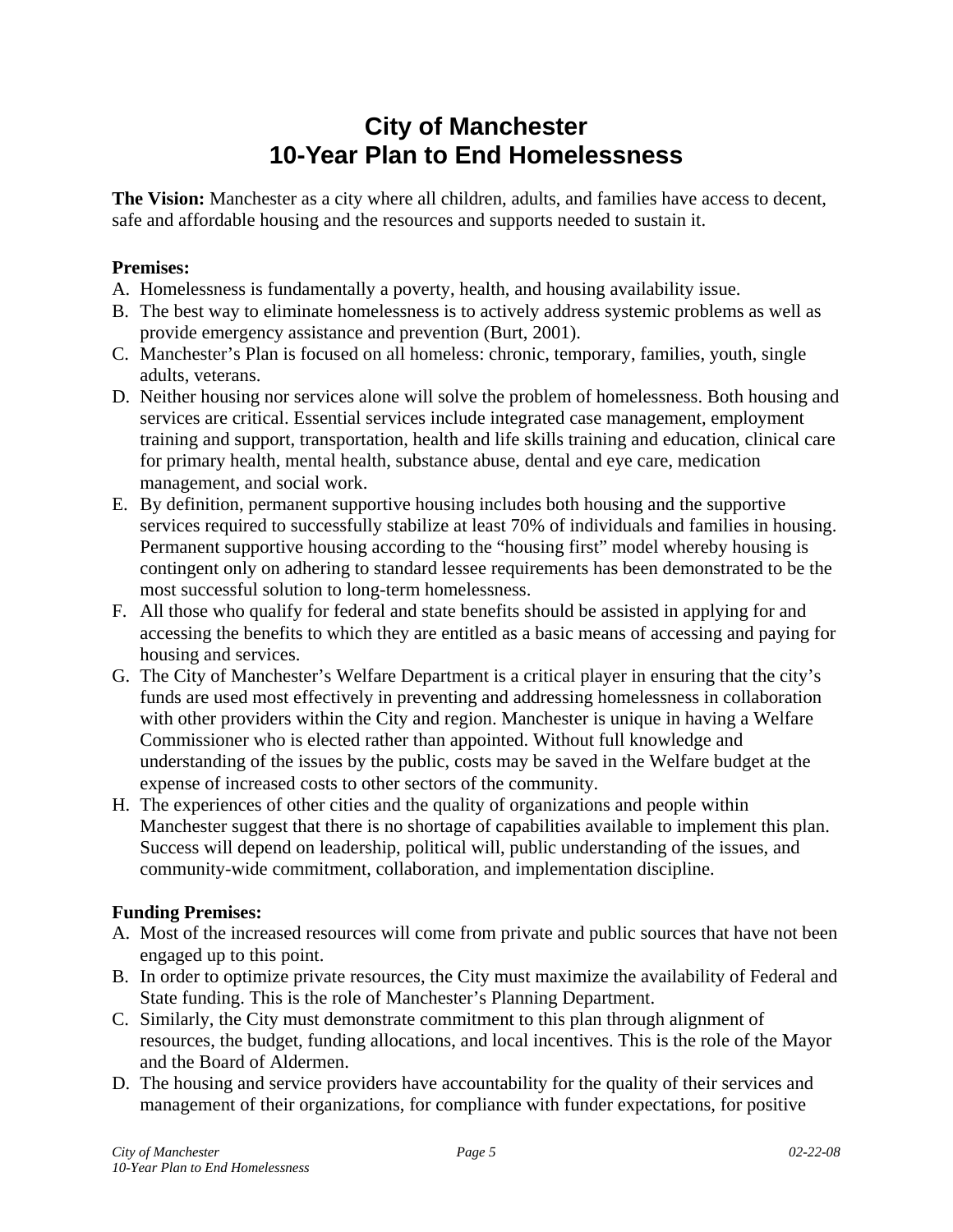# City of Manchester
# 10-Year Plan to End Homelessness

**The Vision:** Manchester as a city where all children, adults, and families have access to decent, safe and affordable housing and the resources and supports needed to sustain it.

**Premises:**

A. Homelessness is fundamentally a poverty, health, and housing availability issue.
B. The best way to eliminate homelessness is to actively address systemic problems as well as provide emergency assistance and prevention (Burt, 2001).
C. Manchester's Plan is focused on all homeless: chronic, temporary, families, youth, single adults, veterans.
D. Neither housing nor services alone will solve the problem of homelessness. Both housing and services are critical. Essential services include integrated case management, employment training and support, transportation, health and life skills training and education, clinical care for primary health, mental health, substance abuse, dental and eye care, medication management, and social work.
E. By definition, permanent supportive housing includes both housing and the supportive services required to successfully stabilize at least 70% of individuals and families in housing. Permanent supportive housing according to the "housing first" model whereby housing is contingent only on adhering to standard lessee requirements has been demonstrated to be the most successful solution to long-term homelessness.
F. All those who qualify for federal and state benefits should be assisted in applying for and accessing the benefits to which they are entitled as a basic means of accessing and paying for housing and services.
G. The City of Manchester's Welfare Department is a critical player in ensuring that the city's funds are used most effectively in preventing and addressing homelessness in collaboration with other providers within the City and region. Manchester is unique in having a Welfare Commissioner who is elected rather than appointed. Without full knowledge and understanding of the issues by the public, costs may be saved in the Welfare budget at the expense of increased costs to other sectors of the community.
H. The experiences of other cities and the quality of organizations and people within Manchester suggest that there is no shortage of capabilities available to implement this plan. Success will depend on leadership, political will, public understanding of the issues, and community-wide commitment, collaboration, and implementation discipline.

**Funding Premises:**

A. Most of the increased resources will come from private and public sources that have not been engaged up to this point.
B. In order to optimize private resources, the City must maximize the availability of Federal and State funding. This is the role of Manchester's Planning Department.
C. Similarly, the City must demonstrate commitment to this plan through alignment of resources, the budget, funding allocations, and local incentives. This is the role of the Mayor and the Board of Aldermen.
D. The housing and service providers have accountability for the quality of their services and management of their organizations, for compliance with funder expectations, for positive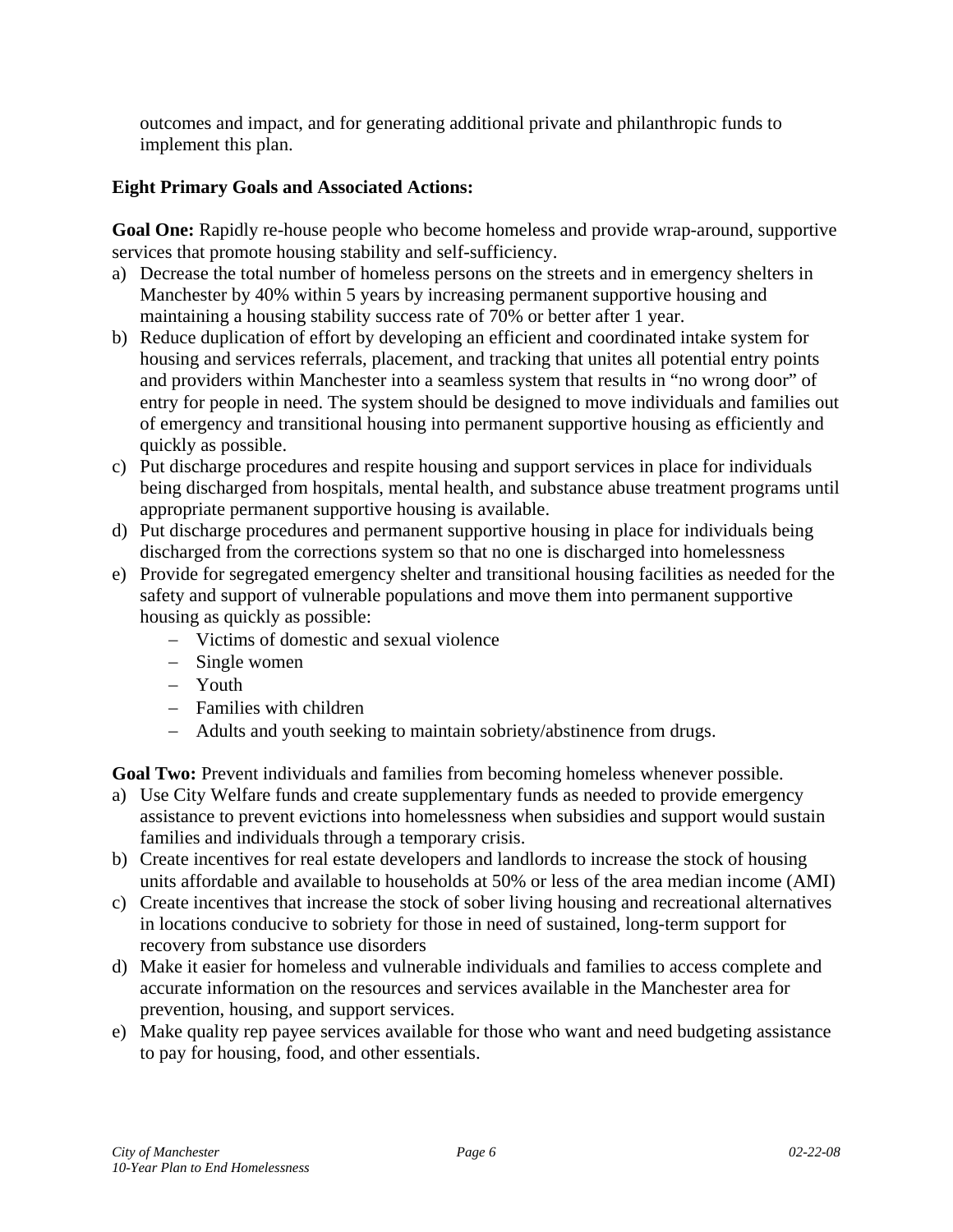outcomes and impact, and for generating additional private and philanthropic funds to implement this plan.

**Eight Primary Goals and Associated Actions:**

**Goal One:** Rapidly re-house people who become homeless and provide wrap-around, supportive services that promote housing stability and self-sufficiency.

a) Decrease the total number of homeless persons on the streets and in emergency shelters in Manchester by 40% within 5 years by increasing permanent supportive housing and maintaining a housing stability success rate of 70% or better after 1 year.
b) Reduce duplication of effort by developing an efficient and coordinated intake system for housing and services referrals, placement, and tracking that unites all potential entry points and providers within Manchester into a seamless system that results in "no wrong door" of entry for people in need. The system should be designed to move individuals and families out of emergency and transitional housing into permanent supportive housing as efficiently and quickly as possible.
c) Put discharge procedures and respite housing and support services in place for individuals being discharged from hospitals, mental health, and substance abuse treatment programs until appropriate permanent supportive housing is available.
d) Put discharge procedures and permanent supportive housing in place for individuals being discharged from the corrections system so that no one is discharged into homelessness
e) Provide for segregated emergency shelter and transitional housing facilities as needed for the safety and support of vulnerable populations and move them into permanent supportive housing as quickly as possible:
   - Victims of domestic and sexual violence
   - Single women
   - Youth
   - Families with children
   - Adults and youth seeking to maintain sobriety/abstinence from drugs.

**Goal Two:** Prevent individuals and families from becoming homeless whenever possible.

a) Use City Welfare funds and create supplementary funds as needed to provide emergency assistance to prevent evictions into homelessness when subsidies and support would sustain families and individuals through a temporary crisis.
b) Create incentives for real estate developers and landlords to increase the stock of housing units affordable and available to households at 50% or less of the area median income (AMI)
c) Create incentives that increase the stock of sober living housing and recreational alternatives in locations conducive to sobriety for those in need of sustained, long-term support for recovery from substance use disorders
d) Make it easier for homeless and vulnerable individuals and families to access complete and accurate information on the resources and services available in the Manchester area for prevention, housing, and support services.
e) Make quality rep payee services available for those who want and need budgeting assistance to pay for housing, food, and other essentials.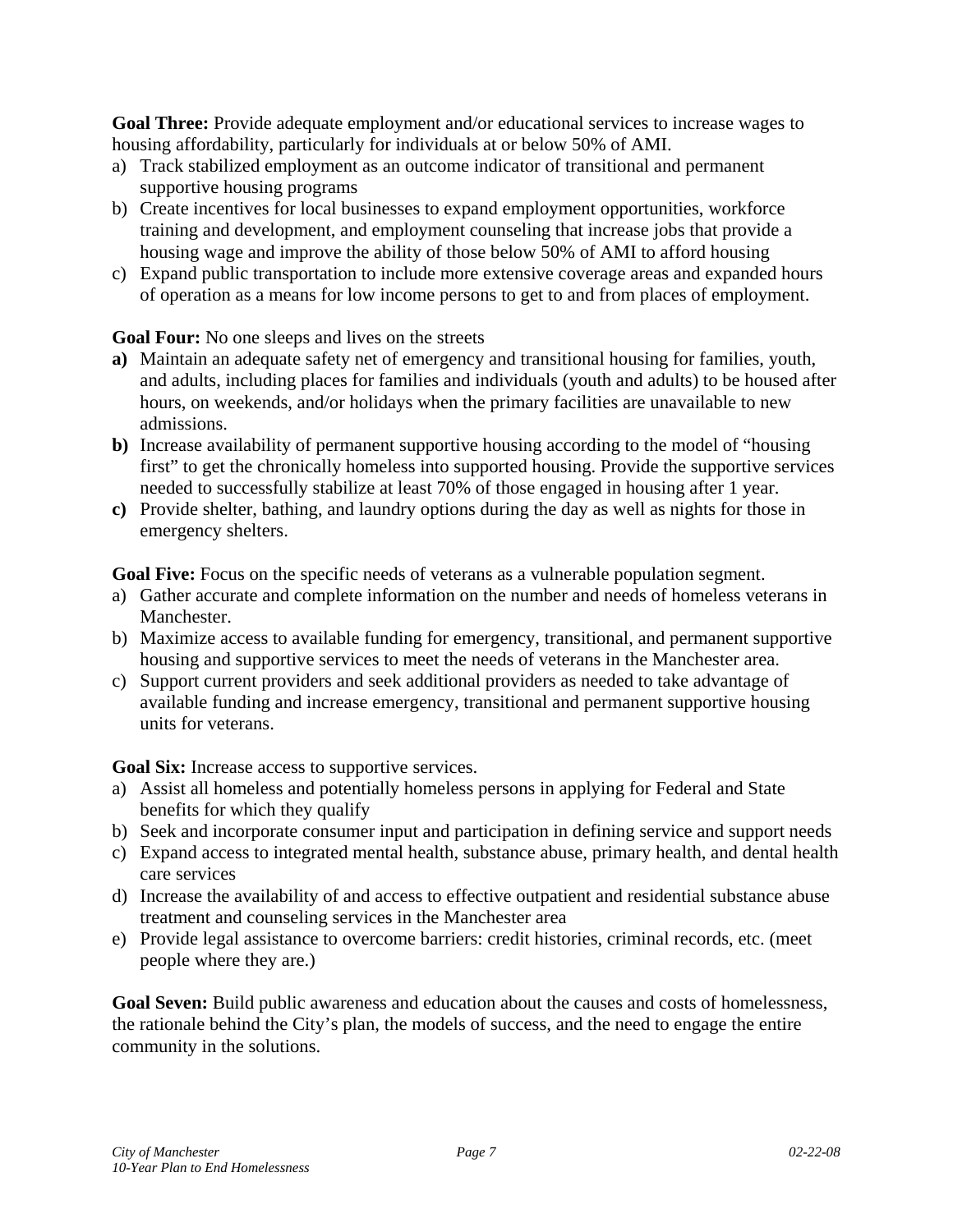**Goal Three:** Provide adequate employment and/or educational services to increase wages to housing affordability, particularly for individuals at or below 50% of AMI.

a) Track stabilized employment as an outcome indicator of transitional and permanent supportive housing programs
b) Create incentives for local businesses to expand employment opportunities, workforce training and development, and employment counseling that increase jobs that provide a housing wage and improve the ability of those below 50% of AMI to afford housing
c) Expand public transportation to include more extensive coverage areas and expanded hours of operation as a means for low income persons to get to and from places of employment.

**Goal Four:** No one sleeps and lives on the streets

**a)** Maintain an adequate safety net of emergency and transitional housing for families, youth, and adults, including places for families and individuals (youth and adults) to be housed after hours, on weekends, and/or holidays when the primary facilities are unavailable to new admissions.
**b)** Increase availability of permanent supportive housing according to the model of "housing first" to get the chronically homeless into supported housing. Provide the supportive services needed to successfully stabilize at least 70% of those engaged in housing after 1 year.
**c)** Provide shelter, bathing, and laundry options during the day as well as nights for those in emergency shelters.

**Goal Five:** Focus on the specific needs of veterans as a vulnerable population segment.

a) Gather accurate and complete information on the number and needs of homeless veterans in Manchester.
b) Maximize access to available funding for emergency, transitional, and permanent supportive housing and supportive services to meet the needs of veterans in the Manchester area.
c) Support current providers and seek additional providers as needed to take advantage of available funding and increase emergency, transitional and permanent supportive housing units for veterans.

**Goal Six:** Increase access to supportive services.

a) Assist all homeless and potentially homeless persons in applying for Federal and State benefits for which they qualify
b) Seek and incorporate consumer input and participation in defining service and support needs
c) Expand access to integrated mental health, substance abuse, primary health, and dental health care services
d) Increase the availability of and access to effective outpatient and residential substance abuse treatment and counseling services in the Manchester area
e) Provide legal assistance to overcome barriers: credit histories, criminal records, etc. (meet people where they are.)

**Goal Seven:** Build public awareness and education about the causes and costs of homelessness, the rationale behind the City's plan, the models of success, and the need to engage the entire community in the solutions.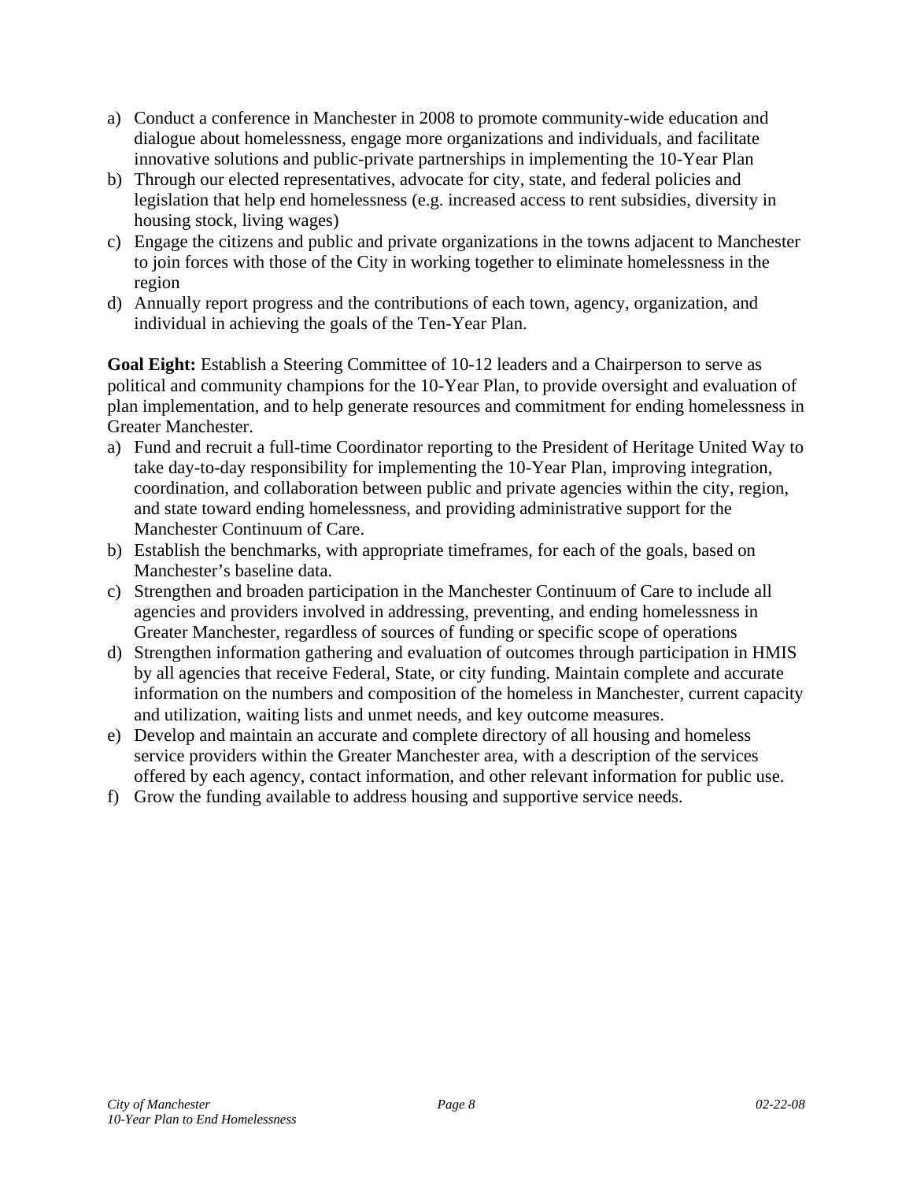a) Conduct a conference in Manchester in 2008 to promote community-wide education and dialogue about homelessness, engage more organizations and individuals, and facilitate innovative solutions and public-private partnerships in implementing the 10-Year Plan
b) Through our elected representatives, advocate for city, state, and federal policies and legislation that help end homelessness (e.g. increased access to rent subsidies, diversity in housing stock, living wages)
c) Engage the citizens and public and private organizations in the towns adjacent to Manchester to join forces with those of the City in working together to eliminate homelessness in the region
d) Annually report progress and the contributions of each town, agency, organization, and individual in achieving the goals of the Ten-Year Plan.

**Goal Eight:** Establish a Steering Committee of 10-12 leaders and a Chairperson to serve as political and community champions for the 10-Year Plan, to provide oversight and evaluation of plan implementation, and to help generate resources and commitment for ending homelessness in Greater Manchester.

a) Fund and recruit a full-time Coordinator reporting to the President of Heritage United Way to take day-to-day responsibility for implementing the 10-Year Plan, improving integration, coordination, and collaboration between public and private agencies within the city, region, and state toward ending homelessness, and providing administrative support for the Manchester Continuum of Care.
b) Establish the benchmarks, with appropriate timeframes, for each of the goals, based on Manchester's baseline data.
c) Strengthen and broaden participation in the Manchester Continuum of Care to include all agencies and providers involved in addressing, preventing, and ending homelessness in Greater Manchester, regardless of sources of funding or specific scope of operations
d) Strengthen information gathering and evaluation of outcomes through participation in HMIS by all agencies that receive Federal, State, or city funding. Maintain complete and accurate information on the numbers and composition of the homeless in Manchester, current capacity and utilization, waiting lists and unmet needs, and key outcome measures.
e) Develop and maintain an accurate and complete directory of all housing and homeless service providers within the Greater Manchester area, with a description of the services offered by each agency, contact information, and other relevant information for public use.
f) Grow the funding available to address housing and supportive service needs.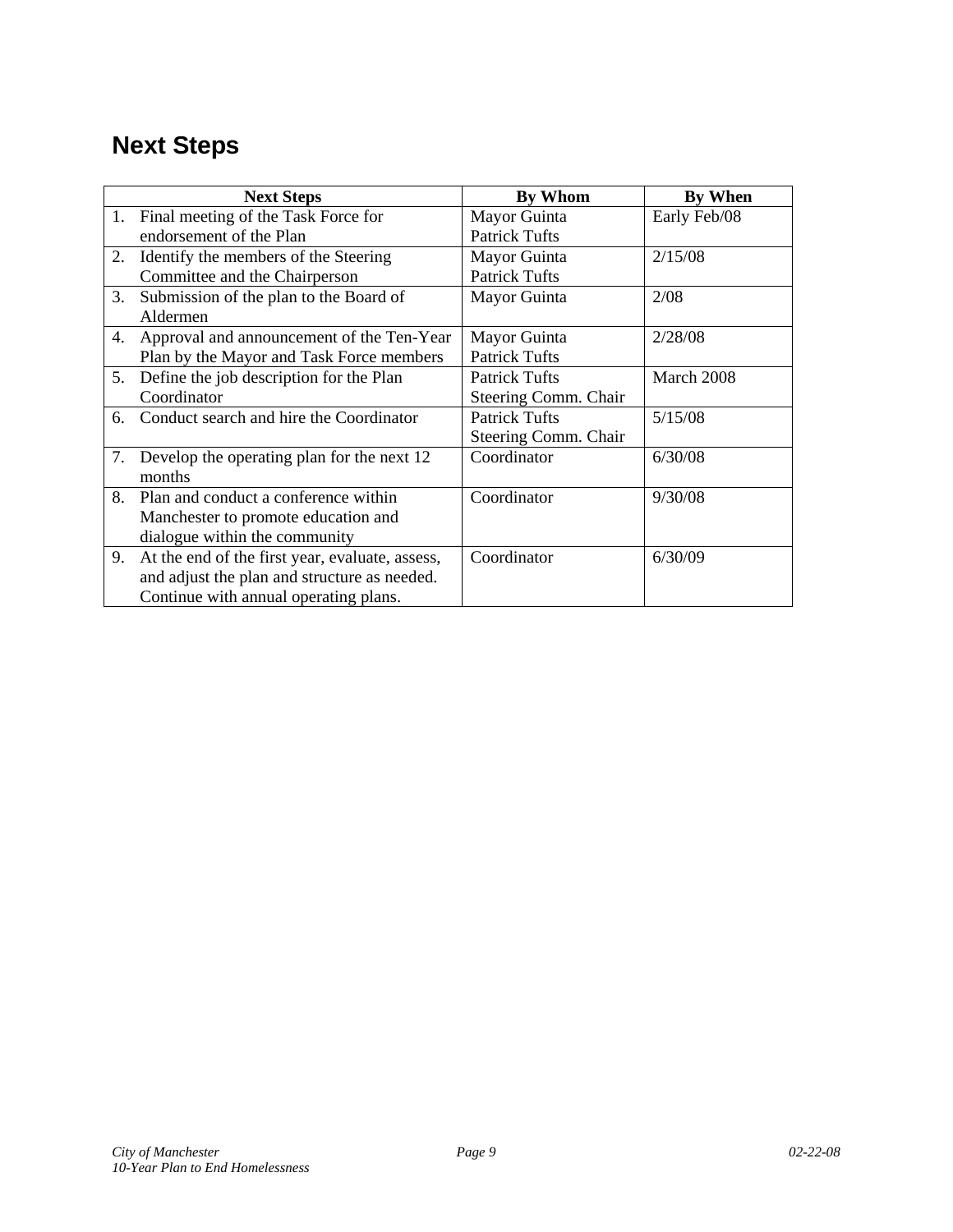## Next Steps

| Next Steps | By Whom | By When |
|---|---|---|
| 1. Final meeting of the Task Force for endorsement of the Plan | Mayor Guinta<br>Patrick Tufts | Early Feb/08 |
| 2. Identify the members of the Steering Committee and the Chairperson | Mayor Guinta<br>Patrick Tufts | 2/15/08 |
| 3. Submission of the plan to the Board of Aldermen | Mayor Guinta | 2/08 |
| 4. Approval and announcement of the Ten-Year Plan by the Mayor and Task Force members | Mayor Guinta<br>Patrick Tufts | 2/28/08 |
| 5. Define the job description for the Plan Coordinator | Patrick Tufts<br>Steering Comm. Chair | March 2008 |
| 6. Conduct search and hire the Coordinator | Patrick Tufts<br>Steering Comm. Chair | 5/15/08 |
| 7. Develop the operating plan for the next 12 months | Coordinator | 6/30/08 |
| 8. Plan and conduct a conference within Manchester to promote education and dialogue within the community | Coordinator | 9/30/08 |
| 9. At the end of the first year, evaluate, assess, and adjust the plan and structure as needed. Continue with annual operating plans. | Coordinator | 6/30/09 |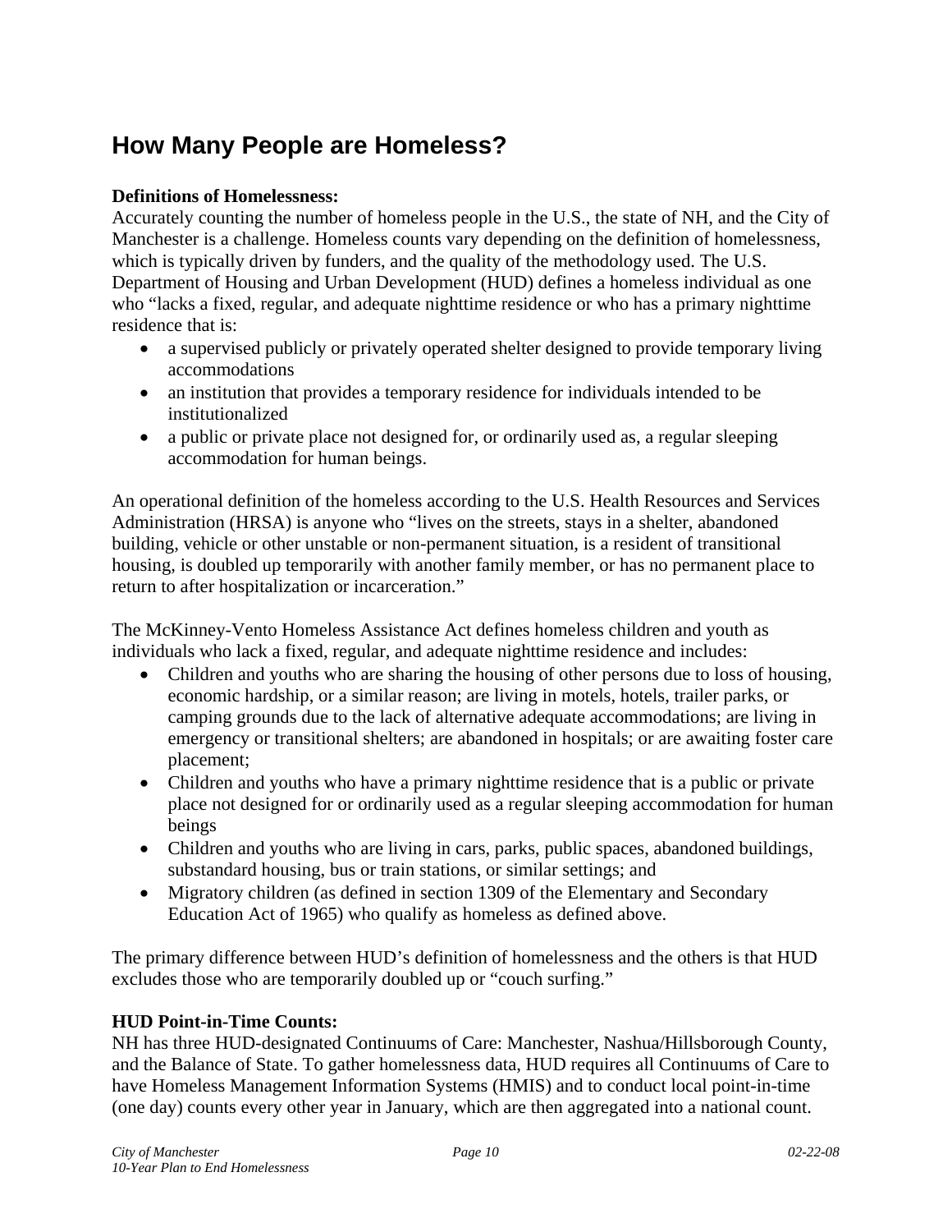## How Many People are Homeless?

**Definitions of Homelessness:**
Accurately counting the number of homeless people in the U.S., the state of NH, and the City of Manchester is a challenge. Homeless counts vary depending on the definition of homelessness, which is typically driven by funders, and the quality of the methodology used. The U.S. Department of Housing and Urban Development (HUD) defines a homeless individual as one who "lacks a fixed, regular, and adequate nighttime residence or who has a primary nighttime residence that is:

- a supervised publicly or privately operated shelter designed to provide temporary living accommodations
- an institution that provides a temporary residence for individuals intended to be institutionalized
- a public or private place not designed for, or ordinarily used as, a regular sleeping accommodation for human beings.

An operational definition of the homeless according to the U.S. Health Resources and Services Administration (HRSA) is anyone who "lives on the streets, stays in a shelter, abandoned building, vehicle or other unstable or non-permanent situation, is a resident of transitional housing, is doubled up temporarily with another family member, or has no permanent place to return to after hospitalization or incarceration."

The McKinney-Vento Homeless Assistance Act defines homeless children and youth as individuals who lack a fixed, regular, and adequate nighttime residence and includes:

- Children and youths who are sharing the housing of other persons due to loss of housing, economic hardship, or a similar reason; are living in motels, hotels, trailer parks, or camping grounds due to the lack of alternative adequate accommodations; are living in emergency or transitional shelters; are abandoned in hospitals; or are awaiting foster care placement;
- Children and youths who have a primary nighttime residence that is a public or private place not designed for or ordinarily used as a regular sleeping accommodation for human beings
- Children and youths who are living in cars, parks, public spaces, abandoned buildings, substandard housing, bus or train stations, or similar settings; and
- Migratory children (as defined in section 1309 of the Elementary and Secondary Education Act of 1965) who qualify as homeless as defined above.

The primary difference between HUD's definition of homelessness and the others is that HUD excludes those who are temporarily doubled up or "couch surfing."

**HUD Point-in-Time Counts:**
NH has three HUD-designated Continuums of Care: Manchester, Nashua/Hillsborough County, and the Balance of State. To gather homelessness data, HUD requires all Continuums of Care to have Homeless Management Information Systems (HMIS) and to conduct local point-in-time (one day) counts every other year in January, which are then aggregated into a national count.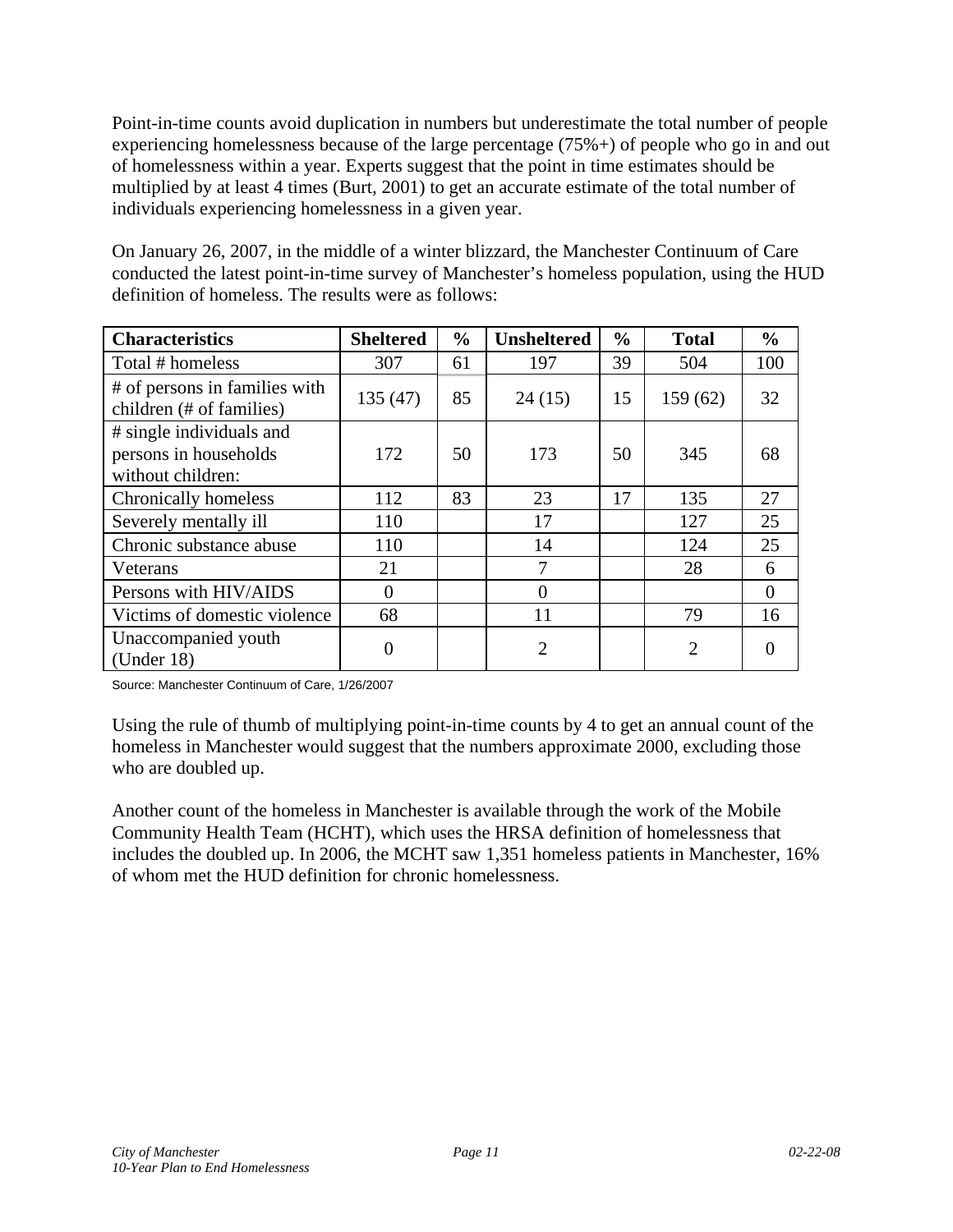Point-in-time counts avoid duplication in numbers but underestimate the total number of people experiencing homelessness because of the large percentage (75%+) of people who go in and out of homelessness within a year. Experts suggest that the point in time estimates should be multiplied by at least 4 times (Burt, 2001) to get an accurate estimate of the total number of individuals experiencing homelessness in a given year.

On January 26, 2007, in the middle of a winter blizzard, the Manchester Continuum of Care conducted the latest point-in-time survey of Manchester's homeless population, using the HUD definition of homeless. The results were as follows:

| Characteristics | Sheltered | % | Unsheltered | % | Total | % |
|---|---|---|---|---|---|---|
| Total # homeless | 307 | 61 | 197 | 39 | 504 | 100 |
| # of persons in families with children (# of families) | 135 (47) | 85 | 24 (15) | 15 | 159 (62) | 32 |
| # single individuals and persons in households without children: | 172 | 50 | 173 | 50 | 345 | 68 |
| Chronically homeless | 112 | 83 | 23 | 17 | 135 | 27 |
| Severely mentally ill | 110 | | 17 | | 127 | 25 |
| Chronic substance abuse | 110 | | 14 | | 124 | 25 |
| Veterans | 21 | | 7 | | 28 | 6 |
| Persons with HIV/AIDS | 0 | | 0 | | | 0 |
| Victims of domestic violence | 68 | | 11 | | 79 | 16 |
| Unaccompanied youth (Under 18) | 0 | | 2 | | 2 | 0 |

Source: Manchester Continuum of Care, 1/26/2007

Using the rule of thumb of multiplying point-in-time counts by 4 to get an annual count of the homeless in Manchester would suggest that the numbers approximate 2000, excluding those who are doubled up.

Another count of the homeless in Manchester is available through the work of the Mobile Community Health Team (HCHT), which uses the HRSA definition of homelessness that includes the doubled up. In 2006, the MCHT saw 1,351 homeless patients in Manchester, 16% of whom met the HUD definition for chronic homelessness.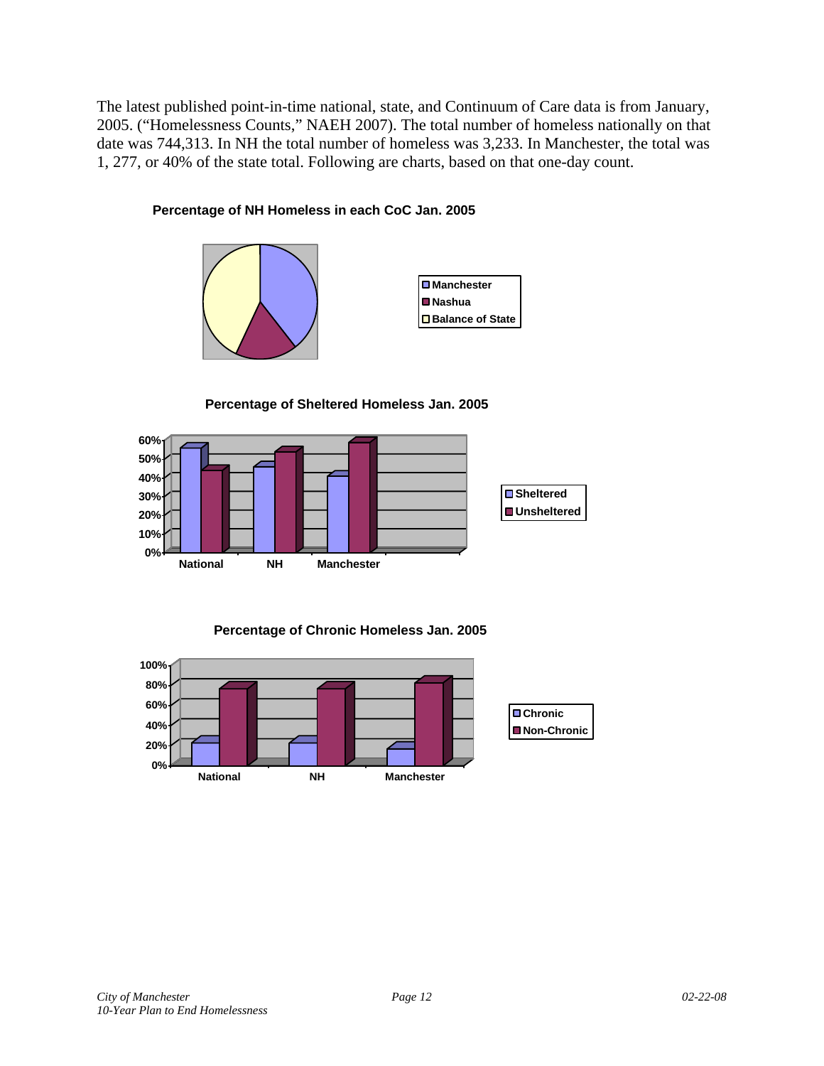The latest published point-in-time national, state, and Continuum of Care data is from January, 2005. ("Homelessness Counts," NAEH 2007). The total number of homeless nationally on that date was 744,313. In NH the total number of homeless was 3,233. In Manchester, the total was 1, 277, or 40% of the state total. Following are charts, based on that one-day count.

**Percentage of NH Homeless in each CoC Jan. 2005**

Manchester
Nashua
Balance of State

**Percentage of Sheltered Homeless Jan. 2005**

60%
50%
40%
30%
20%
10%
0%

National NH Manchester

Sheltered
Unsheltered

**Percentage of Chronic Homeless Jan. 2005**

100%
80%
60%
40%
20%
0%

National NH Manchester

Chronic
Non-Chronic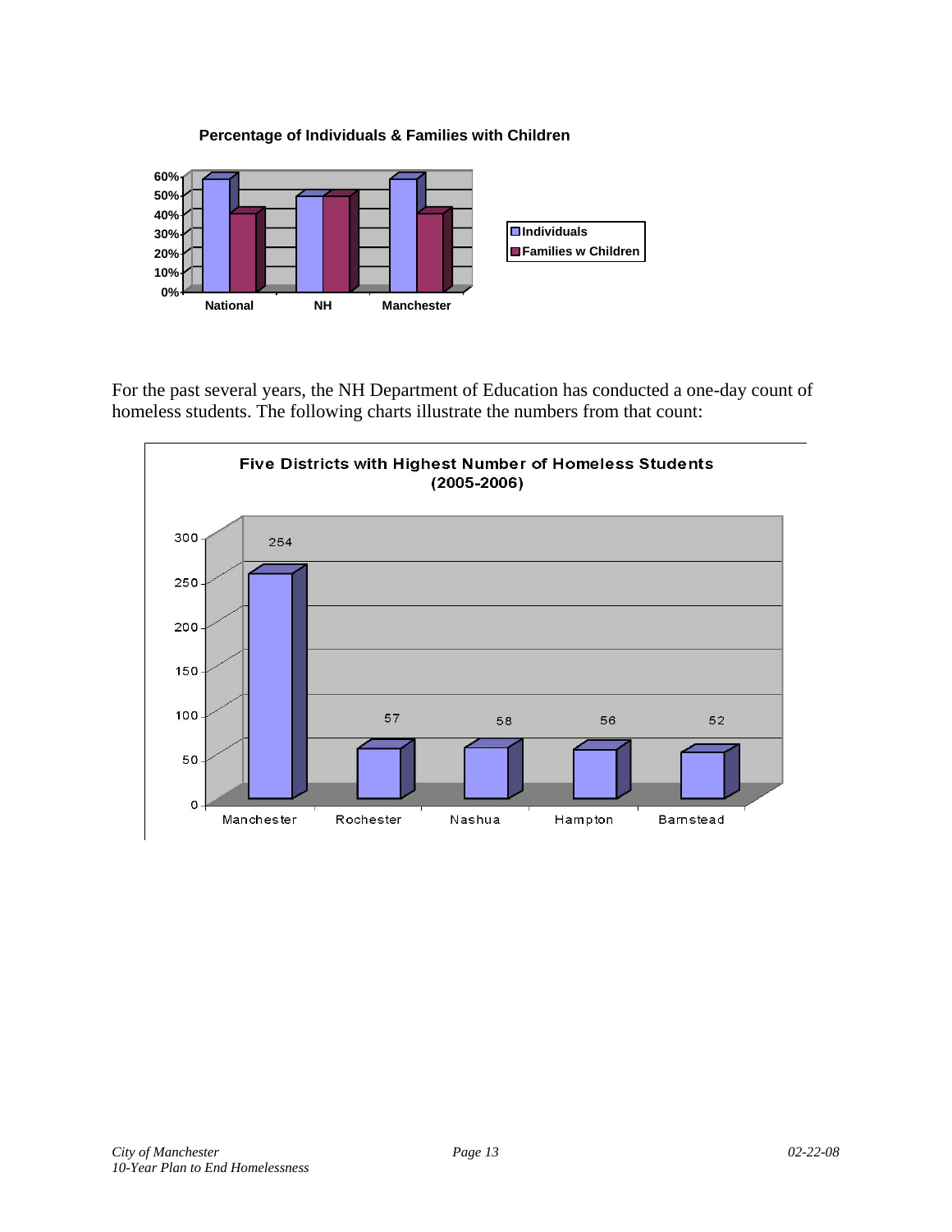**Percentage of Individuals & Families with Children**

For the past several years, the NH Department of Education has conducted a one-day count of homeless students. The following charts illustrate the numbers from that count:

**Five Districts with Highest Number of Homeless Students (2005-2006)**

| District | Number of Homeless Students |
|---|---|
| Manchester | 254 |
| Rochester | 57 |
| Nashua | 58 |
| Hampton | 56 |
| Barnstead | 52 |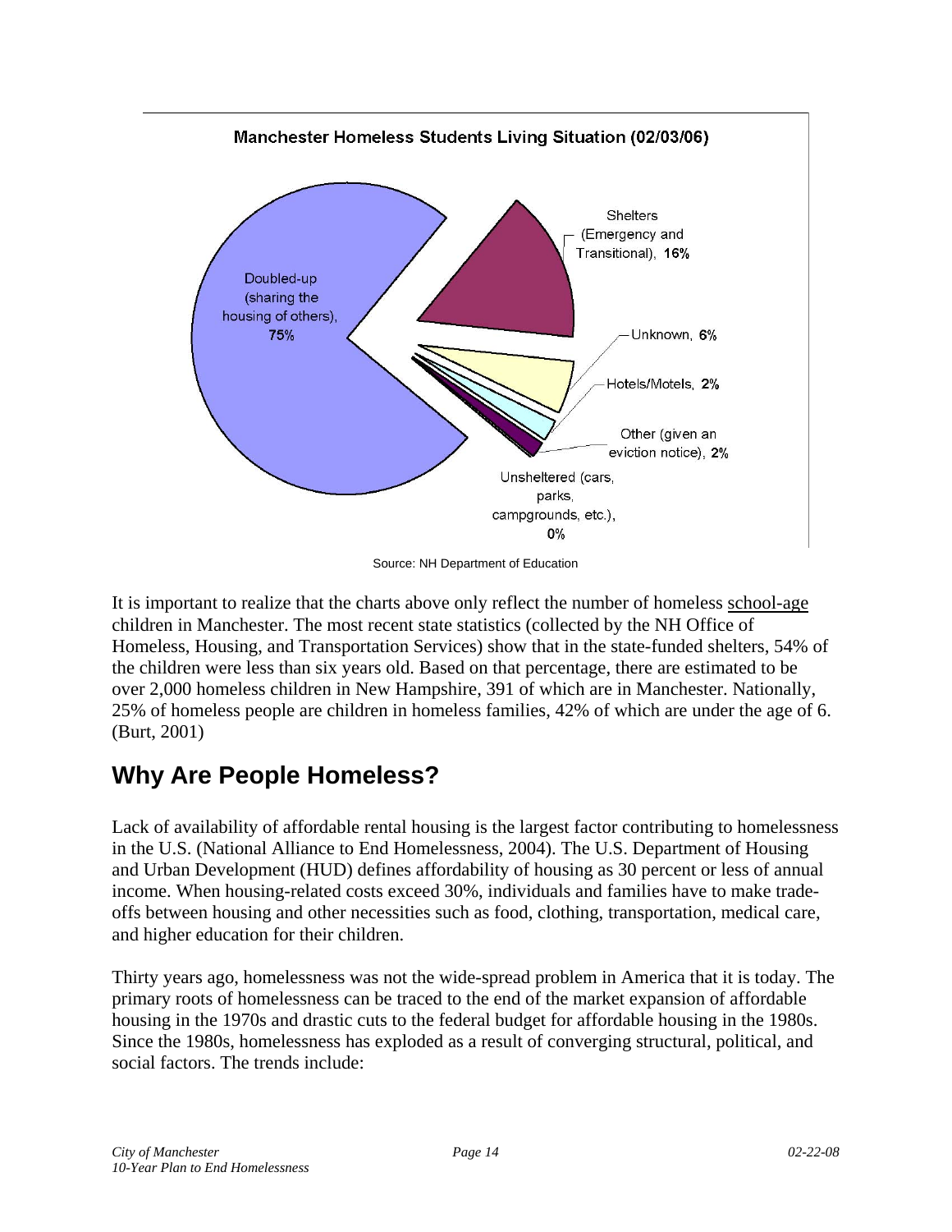Manchester Homeless Students Living Situation (02/03/06)

- Doubled-up (sharing the housing of others), 75%
- Shelters (Emergency and Transitional), 16%
- Unknown, 6%
- Hotels/Motels, 2%
- Other (given an eviction notice), 2%
- Unsheltered (cars, parks, campgrounds, etc.), 0%

Source: NH Department of Education

It is important to realize that the charts above only reflect the number of homeless school-age children in Manchester. The most recent state statistics (collected by the NH Office of Homeless, Housing, and Transportation Services) show that in the state-funded shelters, 54% of the children were less than six years old. Based on that percentage, there are estimated to be over 2,000 homeless children in New Hampshire, 391 of which are in Manchester. Nationally, 25% of homeless people are children in homeless families, 42% of which are under the age of 6. (Burt, 2001)

## Why Are People Homeless?

Lack of availability of affordable rental housing is the largest factor contributing to homelessness in the U.S. (National Alliance to End Homelessness, 2004). The U.S. Department of Housing and Urban Development (HUD) defines affordability of housing as 30 percent or less of annual income. When housing-related costs exceed 30%, individuals and families have to make trade-offs between housing and other necessities such as food, clothing, transportation, medical care, and higher education for their children.

Thirty years ago, homelessness was not the wide-spread problem in America that it is today. The primary roots of homelessness can be traced to the end of the market expansion of affordable housing in the 1970s and drastic cuts to the federal budget for affordable housing in the 1980s. Since the 1980s, homelessness has exploded as a result of converging structural, political, and social factors. The trends include: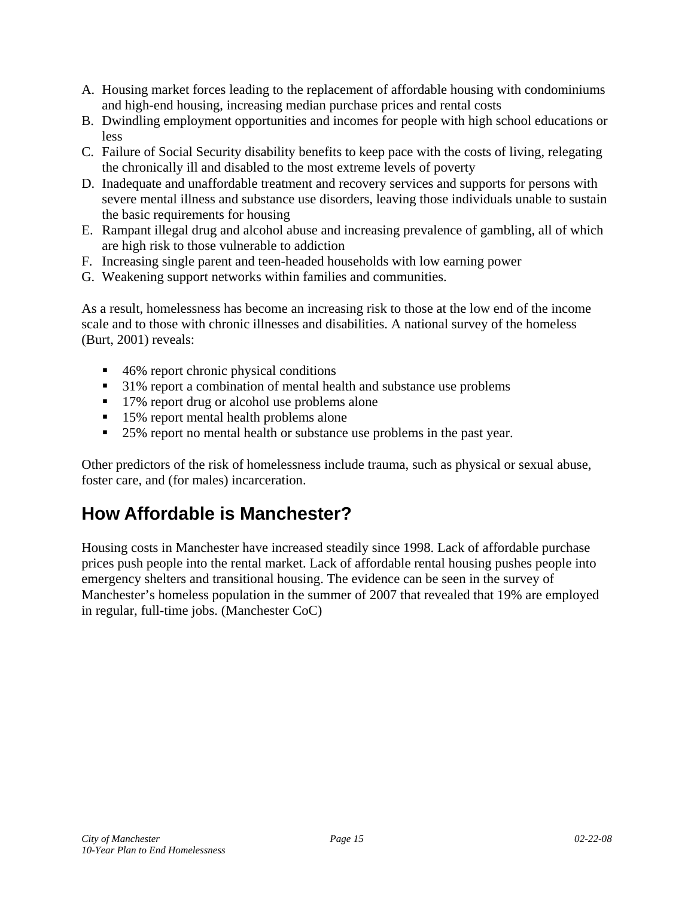A. Housing market forces leading to the replacement of affordable housing with condominiums and high-end housing, increasing median purchase prices and rental costs
B. Dwindling employment opportunities and incomes for people with high school educations or less
C. Failure of Social Security disability benefits to keep pace with the costs of living, relegating the chronically ill and disabled to the most extreme levels of poverty
D. Inadequate and unaffordable treatment and recovery services and supports for persons with severe mental illness and substance use disorders, leaving those individuals unable to sustain the basic requirements for housing
E. Rampant illegal drug and alcohol abuse and increasing prevalence of gambling, all of which are high risk to those vulnerable to addiction
F. Increasing single parent and teen-headed households with low earning power
G. Weakening support networks within families and communities.

As a result, homelessness has become an increasing risk to those at the low end of the income scale and to those with chronic illnesses and disabilities. A national survey of the homeless (Burt, 2001) reveals:

- 46% report chronic physical conditions
- 31% report a combination of mental health and substance use problems
- 17% report drug or alcohol use problems alone
- 15% report mental health problems alone
- 25% report no mental health or substance use problems in the past year.

Other predictors of the risk of homelessness include trauma, such as physical or sexual abuse, foster care, and (for males) incarceration.

## How Affordable is Manchester?

Housing costs in Manchester have increased steadily since 1998. Lack of affordable purchase prices push people into the rental market. Lack of affordable rental housing pushes people into emergency shelters and transitional housing. The evidence can be seen in the survey of Manchester's homeless population in the summer of 2007 that revealed that 19% are employed in regular, full-time jobs. (Manchester CoC)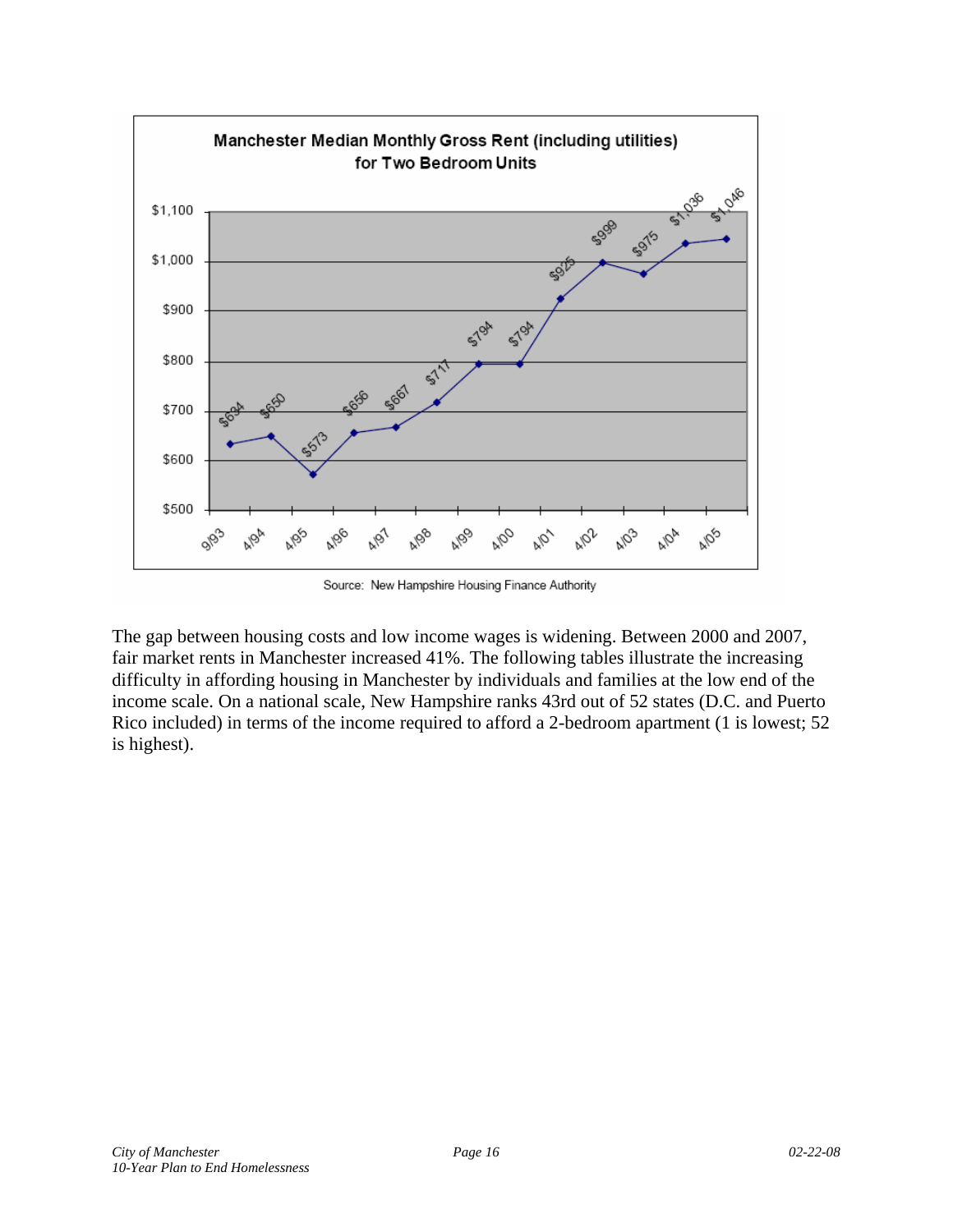**Manchester Median Monthly Gross Rent (including utilities) for Two Bedroom Units**

| Date | Rent |
|---|---|
| 9/93 | $634 |
| 4/94 | $650 |
| 4/95 | $573 |
| 4/96 | $656 |
| 4/97 | $667 |
| 4/98 | $717 |
| 4/99 | $794 |
| 4/00 | $794 |
| 4/01 | $925 |
| 4/02 | $999 |
| 4/03 | $975 |
| 4/04 | $1,036 |
| 4/05 | $1,046 |

Source: New Hampshire Housing Finance Authority

The gap between housing costs and low income wages is widening. Between 2000 and 2007, fair market rents in Manchester increased 41%. The following tables illustrate the increasing difficulty in affording housing in Manchester by individuals and families at the low end of the income scale. On a national scale, New Hampshire ranks 43rd out of 52 states (D.C. and Puerto Rico included) in terms of the income required to afford a 2-bedroom apartment (1 is lowest; 52 is highest).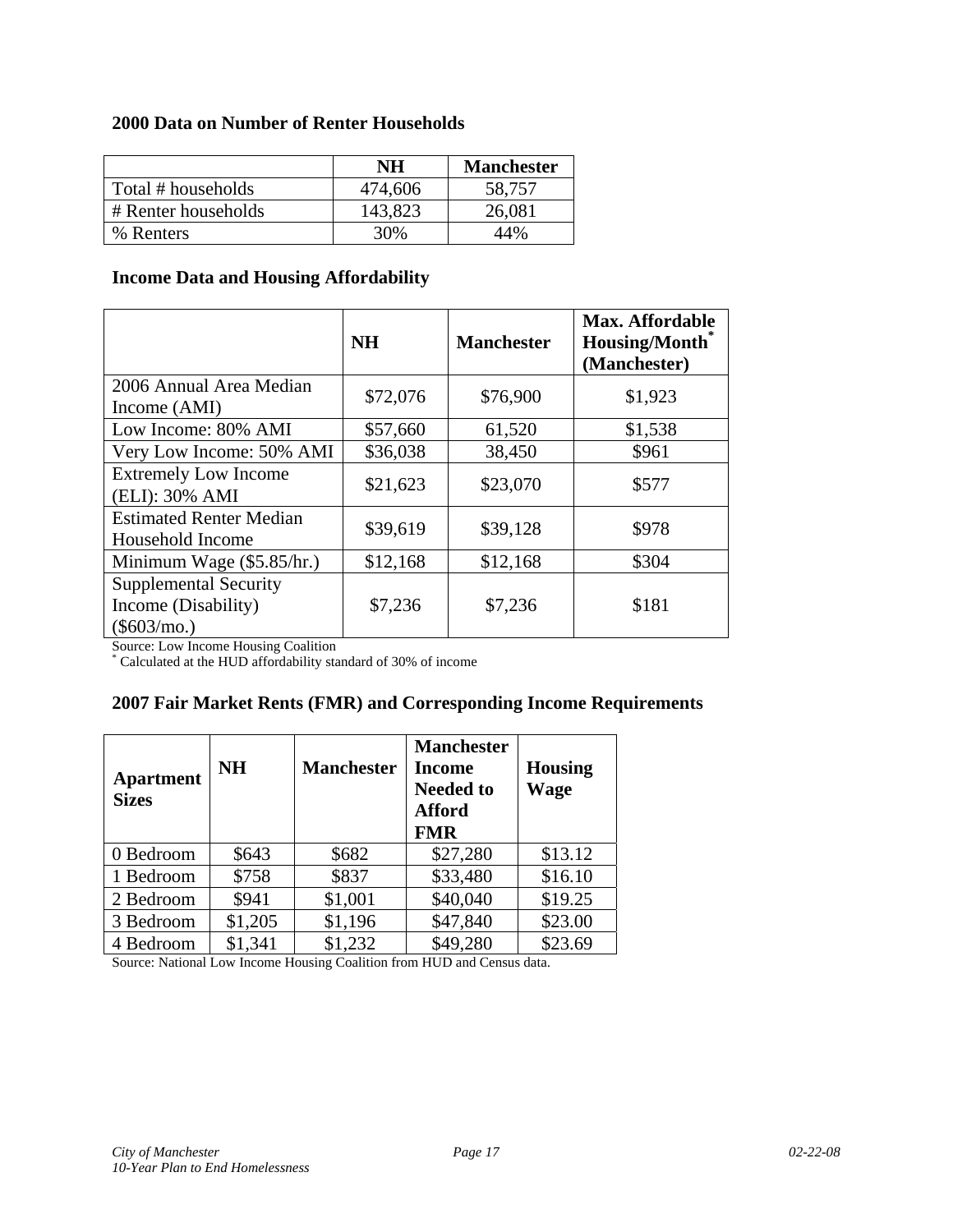### 2000 Data on Number of Renter Households

| | NH | Manchester |
|---|---|---|
| Total # households | 474,606 | 58,757 |
| # Renter households | 143,823 | 26,081 |
| % Renters | 30% | 44% |

### Income Data and Housing Affordability

| | NH | Manchester | Max. Affordable Housing/Month* (Manchester) |
|---|---|---|---|
| 2006 Annual Area Median Income (AMI) | $72,076 | $76,900 | $1,923 |
| Low Income: 80% AMI | $57,660 | 61,520 | $1,538 |
| Very Low Income: 50% AMI | $36,038 | 38,450 | $961 |
| Extremely Low Income (ELI): 30% AMI | $21,623 | $23,070 | $577 |
| Estimated Renter Median Household Income | $39,619 | $39,128 | $978 |
| Minimum Wage ($5.85/hr.) | $12,168 | $12,168 | $304 |
| Supplemental Security Income (Disability) ($603/mo.) | $7,236 | $7,236 | $181 |

Source: Low Income Housing Coalition
* Calculated at the HUD affordability standard of 30% of income

### 2007 Fair Market Rents (FMR) and Corresponding Income Requirements

| Apartment Sizes | NH | Manchester | Manchester Income Needed to Afford FMR | Housing Wage |
|---|---|---|---|---|
| 0 Bedroom | $643 | $682 | $27,280 | $13.12 |
| 1 Bedroom | $758 | $837 | $33,480 | $16.10 |
| 2 Bedroom | $941 | $1,001 | $40,040 | $19.25 |
| 3 Bedroom | $1,205 | $1,196 | $47,840 | $23.00 |
| 4 Bedroom | $1,341 | $1,232 | $49,280 | $23.69 |

Source: National Low Income Housing Coalition from HUD and Census data.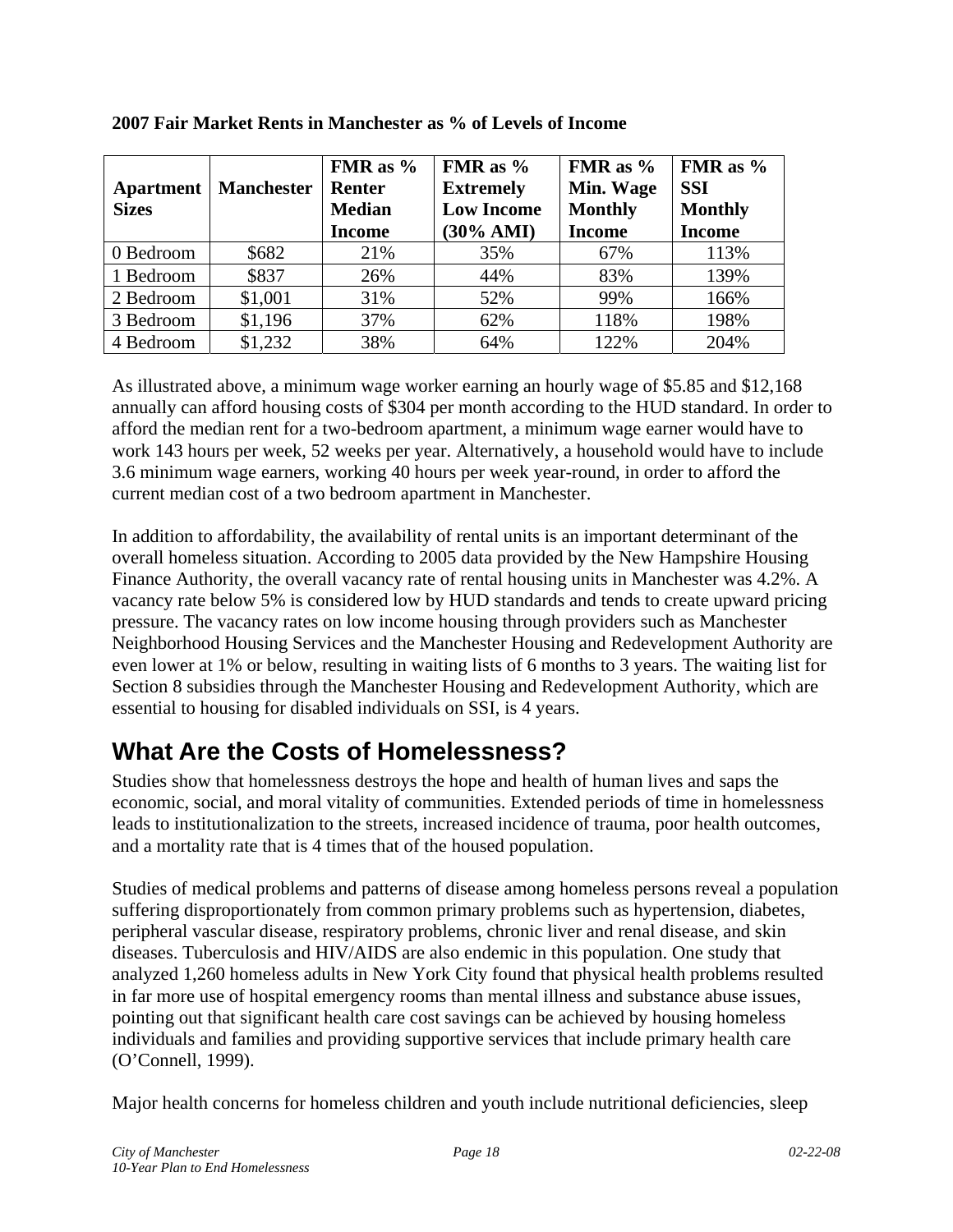**2007 Fair Market Rents in Manchester as % of Levels of Income**

| Apartment Sizes | Manchester | FMR as % Renter Median Income | FMR as % Extremely Low Income (30% AMI) | FMR as % Min. Wage Monthly Income | FMR as % SSI Monthly Income |
|---|---|---|---|---|---|
| 0 Bedroom | $682 | 21% | 35% | 67% | 113% |
| 1 Bedroom | $837 | 26% | 44% | 83% | 139% |
| 2 Bedroom | $1,001 | 31% | 52% | 99% | 166% |
| 3 Bedroom | $1,196 | 37% | 62% | 118% | 198% |
| 4 Bedroom | $1,232 | 38% | 64% | 122% | 204% |

As illustrated above, a minimum wage worker earning an hourly wage of $5.85 and $12,168 annually can afford housing costs of $304 per month according to the HUD standard. In order to afford the median rent for a two-bedroom apartment, a minimum wage earner would have to work 143 hours per week, 52 weeks per year. Alternatively, a household would have to include 3.6 minimum wage earners, working 40 hours per week year-round, in order to afford the current median cost of a two bedroom apartment in Manchester.

In addition to affordability, the availability of rental units is an important determinant of the overall homeless situation. According to 2005 data provided by the New Hampshire Housing Finance Authority, the overall vacancy rate of rental housing units in Manchester was 4.2%. A vacancy rate below 5% is considered low by HUD standards and tends to create upward pricing pressure. The vacancy rates on low income housing through providers such as Manchester Neighborhood Housing Services and the Manchester Housing and Redevelopment Authority are even lower at 1% or below, resulting in waiting lists of 6 months to 3 years. The waiting list for Section 8 subsidies through the Manchester Housing and Redevelopment Authority, which are essential to housing for disabled individuals on SSI, is 4 years.

## What Are the Costs of Homelessness?

Studies show that homelessness destroys the hope and health of human lives and saps the economic, social, and moral vitality of communities. Extended periods of time in homelessness leads to institutionalization to the streets, increased incidence of trauma, poor health outcomes, and a mortality rate that is 4 times that of the housed population.

Studies of medical problems and patterns of disease among homeless persons reveal a population suffering disproportionately from common primary problems such as hypertension, diabetes, peripheral vascular disease, respiratory problems, chronic liver and renal disease, and skin diseases. Tuberculosis and HIV/AIDS are also endemic in this population. One study that analyzed 1,260 homeless adults in New York City found that physical health problems resulted in far more use of hospital emergency rooms than mental illness and substance abuse issues, pointing out that significant health care cost savings can be achieved by housing homeless individuals and families and providing supportive services that include primary health care (O'Connell, 1999).

Major health concerns for homeless children and youth include nutritional deficiencies, sleep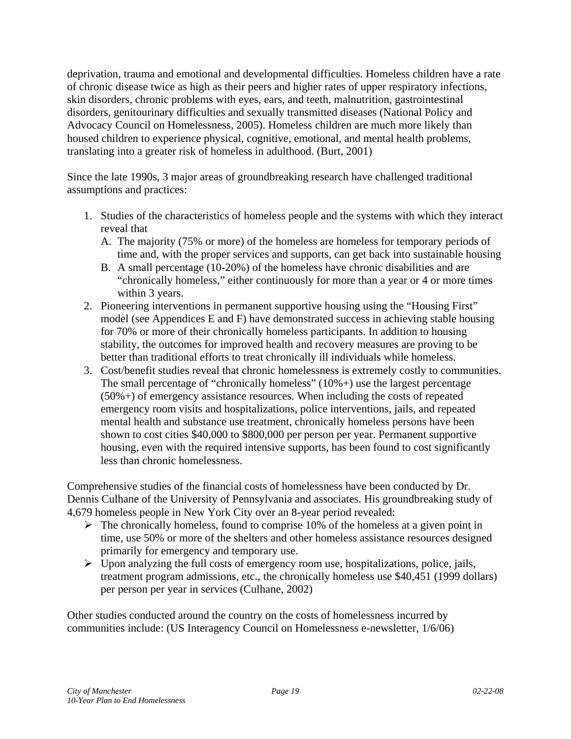deprivation, trauma and emotional and developmental difficulties. Homeless children have a rate of chronic disease twice as high as their peers and higher rates of upper respiratory infections, skin disorders, chronic problems with eyes, ears, and teeth, malnutrition, gastrointestinal disorders, genitourinary difficulties and sexually transmitted diseases (National Policy and Advocacy Council on Homelessness, 2005). Homeless children are much more likely than housed children to experience physical, cognitive, emotional, and mental health problems, translating into a greater risk of homeless in adulthood. (Burt, 2001)

Since the late 1990s, 3 major areas of groundbreaking research have challenged traditional assumptions and practices:

1. Studies of the characteristics of homeless people and the systems with which they interact reveal that
   A. The majority (75% or more) of the homeless are homeless for temporary periods of time and, with the proper services and supports, can get back into sustainable housing
   B. A small percentage (10-20%) of the homeless have chronic disabilities and are "chronically homeless," either continuously for more than a year or 4 or more times within 3 years.
2. Pioneering interventions in permanent supportive housing using the "Housing First" model (see Appendices E and F) have demonstrated success in achieving stable housing for 70% or more of their chronically homeless participants. In addition to housing stability, the outcomes for improved health and recovery measures are proving to be better than traditional efforts to treat chronically ill individuals while homeless.
3. Cost/benefit studies reveal that chronic homelessness is extremely costly to communities. The small percentage of "chronically homeless" (10%+) use the largest percentage (50%+) of emergency assistance resources. When including the costs of repeated emergency room visits and hospitalizations, police interventions, jails, and repeated mental health and substance use treatment, chronically homeless persons have been shown to cost cities $40,000 to $800,000 per person per year. Permanent supportive housing, even with the required intensive supports, has been found to cost significantly less than chronic homelessness.

Comprehensive studies of the financial costs of homelessness have been conducted by Dr. Dennis Culhane of the University of Pennsylvania and associates. His groundbreaking study of 4,679 homeless people in New York City over an 8-year period revealed:

- The chronically homeless, found to comprise 10% of the homeless at a given point in time, use 50% or more of the shelters and other homeless assistance resources designed primarily for emergency and temporary use.
- Upon analyzing the full costs of emergency room use, hospitalizations, police, jails, treatment program admissions, etc., the chronically homeless use $40,451 (1999 dollars) per person per year in services (Culhane, 2002)

Other studies conducted around the country on the costs of homelessness incurred by communities include: (US Interagency Council on Homelessness e-newsletter, 1/6/06)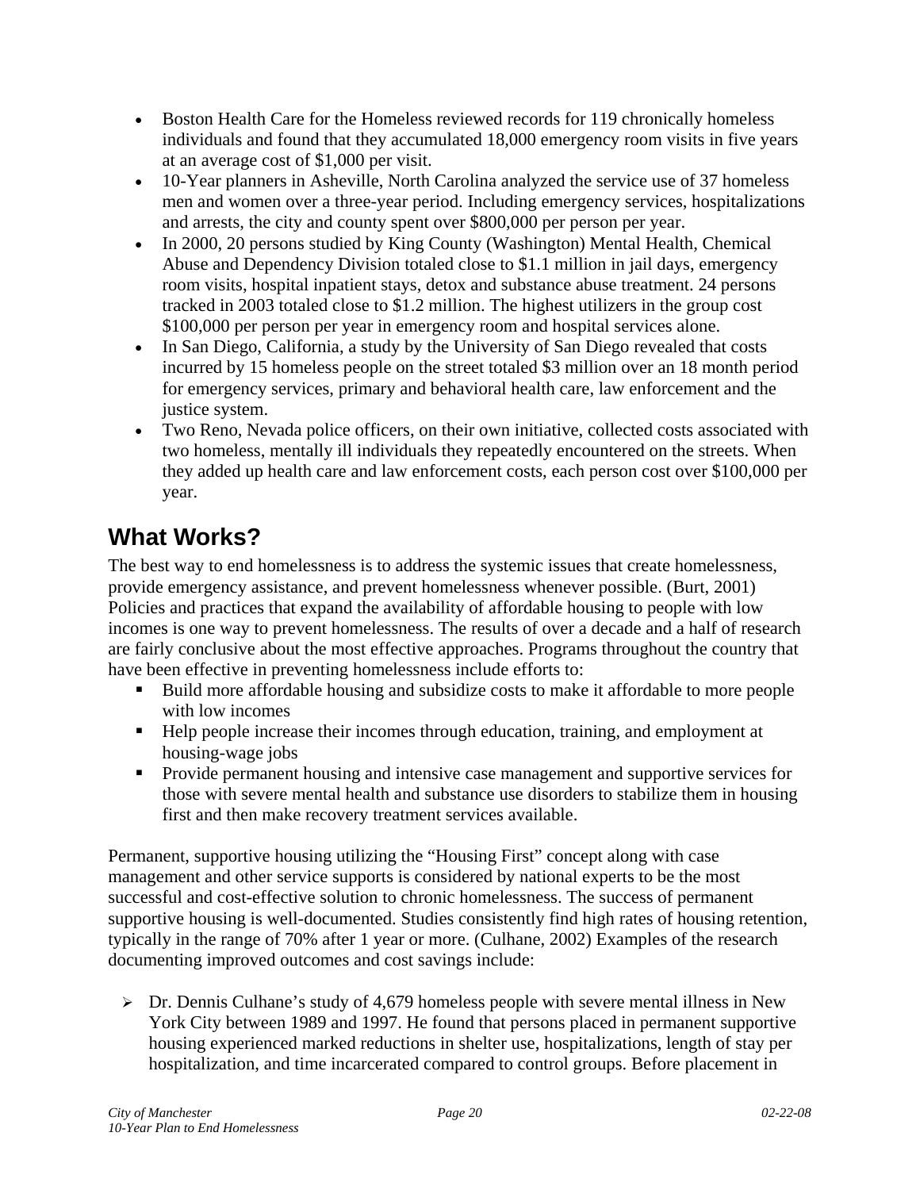- Boston Health Care for the Homeless reviewed records for 119 chronically homeless individuals and found that they accumulated 18,000 emergency room visits in five years at an average cost of $1,000 per visit.
- 10-Year planners in Asheville, North Carolina analyzed the service use of 37 homeless men and women over a three-year period. Including emergency services, hospitalizations and arrests, the city and county spent over $800,000 per person per year.
- In 2000, 20 persons studied by King County (Washington) Mental Health, Chemical Abuse and Dependency Division totaled close to $1.1 million in jail days, emergency room visits, hospital inpatient stays, detox and substance abuse treatment. 24 persons tracked in 2003 totaled close to $1.2 million. The highest utilizers in the group cost $100,000 per person per year in emergency room and hospital services alone.
- In San Diego, California, a study by the University of San Diego revealed that costs incurred by 15 homeless people on the street totaled $3 million over an 18 month period for emergency services, primary and behavioral health care, law enforcement and the justice system.
- Two Reno, Nevada police officers, on their own initiative, collected costs associated with two homeless, mentally ill individuals they repeatedly encountered on the streets. When they added up health care and law enforcement costs, each person cost over $100,000 per year.

## What Works?

The best way to end homelessness is to address the systemic issues that create homelessness, provide emergency assistance, and prevent homelessness whenever possible. (Burt, 2001) Policies and practices that expand the availability of affordable housing to people with low incomes is one way to prevent homelessness. The results of over a decade and a half of research are fairly conclusive about the most effective approaches. Programs throughout the country that have been effective in preventing homelessness include efforts to:

- Build more affordable housing and subsidize costs to make it affordable to more people with low incomes
- Help people increase their incomes through education, training, and employment at housing-wage jobs
- Provide permanent housing and intensive case management and supportive services for those with severe mental health and substance use disorders to stabilize them in housing first and then make recovery treatment services available.

Permanent, supportive housing utilizing the "Housing First" concept along with case management and other service supports is considered by national experts to be the most successful and cost-effective solution to chronic homelessness. The success of permanent supportive housing is well-documented. Studies consistently find high rates of housing retention, typically in the range of 70% after 1 year or more. (Culhane, 2002) Examples of the research documenting improved outcomes and cost savings include:

- Dr. Dennis Culhane's study of 4,679 homeless people with severe mental illness in New York City between 1989 and 1997. He found that persons placed in permanent supportive housing experienced marked reductions in shelter use, hospitalizations, length of stay per hospitalization, and time incarcerated compared to control groups. Before placement in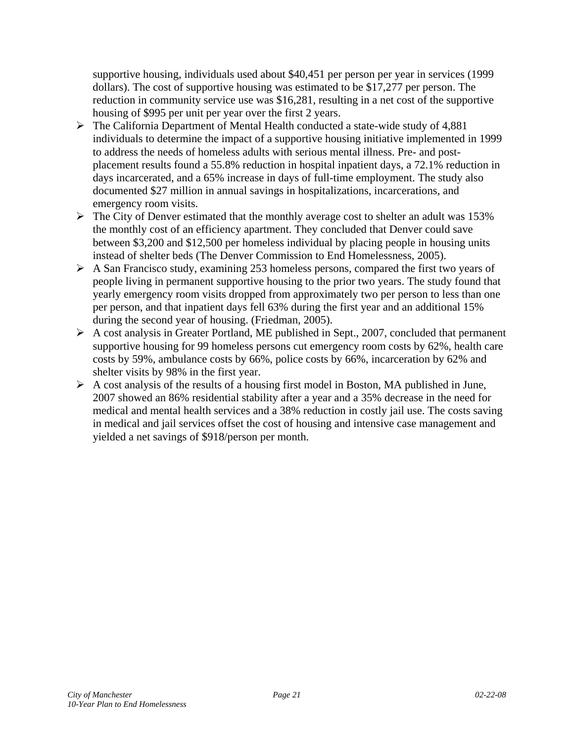supportive housing, individuals used about $40,451 per person per year in services (1999 dollars). The cost of supportive housing was estimated to be $17,277 per person. The reduction in community service use was $16,281, resulting in a net cost of the supportive housing of $995 per unit per year over the first 2 years.

- The California Department of Mental Health conducted a state-wide study of 4,881 individuals to determine the impact of a supportive housing initiative implemented in 1999 to address the needs of homeless adults with serious mental illness. Pre- and post-placement results found a 55.8% reduction in hospital inpatient days, a 72.1% reduction in days incarcerated, and a 65% increase in days of full-time employment. The study also documented $27 million in annual savings in hospitalizations, incarcerations, and emergency room visits.
- The City of Denver estimated that the monthly average cost to shelter an adult was 153% the monthly cost of an efficiency apartment. They concluded that Denver could save between $3,200 and $12,500 per homeless individual by placing people in housing units instead of shelter beds (The Denver Commission to End Homelessness, 2005).
- A San Francisco study, examining 253 homeless persons, compared the first two years of people living in permanent supportive housing to the prior two years. The study found that yearly emergency room visits dropped from approximately two per person to less than one per person, and that inpatient days fell 63% during the first year and an additional 15% during the second year of housing. (Friedman, 2005).
- A cost analysis in Greater Portland, ME published in Sept., 2007, concluded that permanent supportive housing for 99 homeless persons cut emergency room costs by 62%, health care costs by 59%, ambulance costs by 66%, police costs by 66%, incarceration by 62% and shelter visits by 98% in the first year.
- A cost analysis of the results of a housing first model in Boston, MA published in June, 2007 showed an 86% residential stability after a year and a 35% decrease in the need for medical and mental health services and a 38% reduction in costly jail use. The costs saving in medical and jail services offset the cost of housing and intensive case management and yielded a net savings of $918/person per month.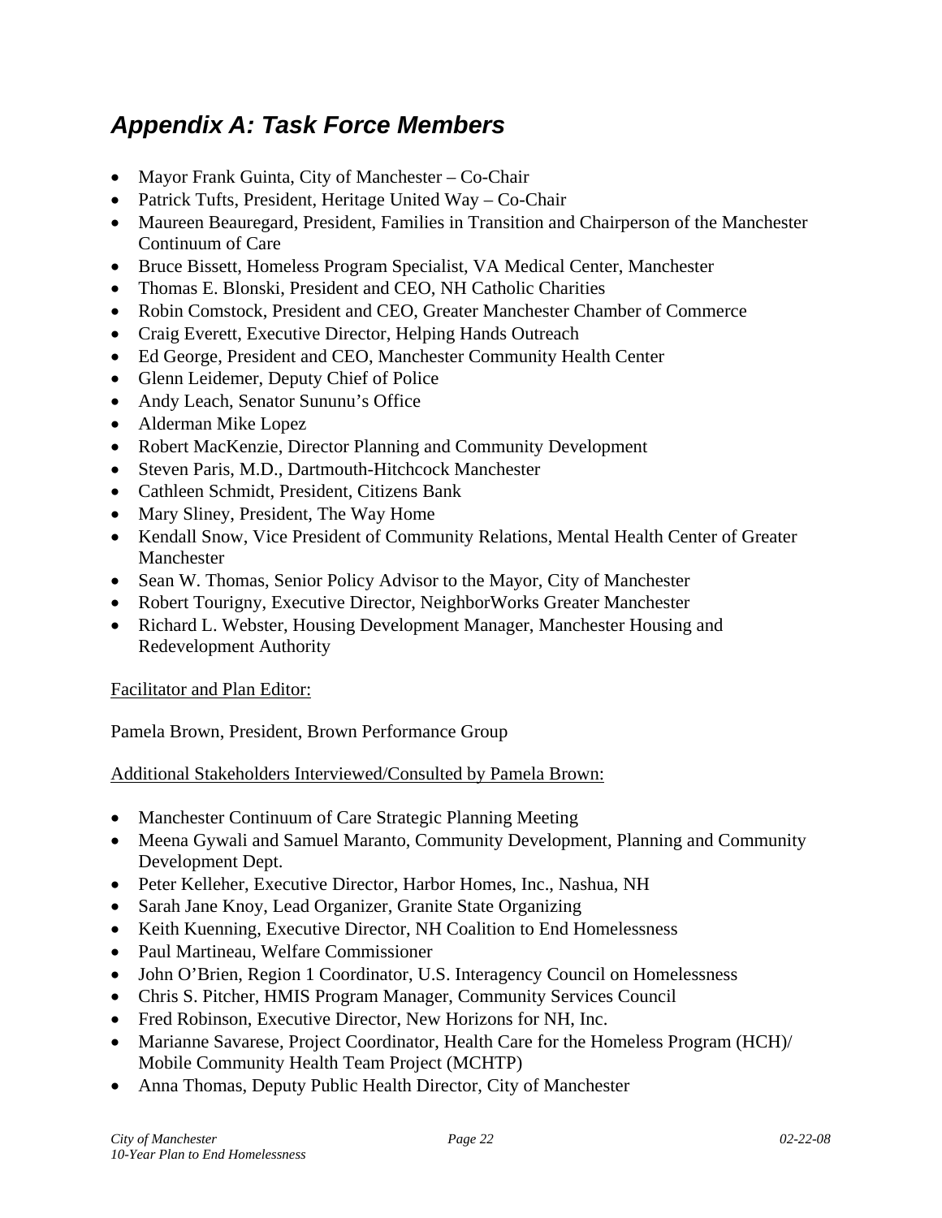## *Appendix A: Task Force Members*

- Mayor Frank Guinta, City of Manchester – Co-Chair
- Patrick Tufts, President, Heritage United Way – Co-Chair
- Maureen Beauregard, President, Families in Transition and Chairperson of the Manchester Continuum of Care
- Bruce Bissett, Homeless Program Specialist, VA Medical Center, Manchester
- Thomas E. Blonski, President and CEO, NH Catholic Charities
- Robin Comstock, President and CEO, Greater Manchester Chamber of Commerce
- Craig Everett, Executive Director, Helping Hands Outreach
- Ed George, President and CEO, Manchester Community Health Center
- Glenn Leidemer, Deputy Chief of Police
- Andy Leach, Senator Sununu's Office
- Alderman Mike Lopez
- Robert MacKenzie, Director Planning and Community Development
- Steven Paris, M.D., Dartmouth-Hitchcock Manchester
- Cathleen Schmidt, President, Citizens Bank
- Mary Sliney, President, The Way Home
- Kendall Snow, Vice President of Community Relations, Mental Health Center of Greater Manchester
- Sean W. Thomas, Senior Policy Advisor to the Mayor, City of Manchester
- Robert Tourigny, Executive Director, NeighborWorks Greater Manchester
- Richard L. Webster, Housing Development Manager, Manchester Housing and Redevelopment Authority

<u>Facilitator and Plan Editor:</u>

Pamela Brown, President, Brown Performance Group

<u>Additional Stakeholders Interviewed/Consulted by Pamela Brown:</u>

- Manchester Continuum of Care Strategic Planning Meeting
- Meena Gywali and Samuel Maranto, Community Development, Planning and Community Development Dept.
- Peter Kelleher, Executive Director, Harbor Homes, Inc., Nashua, NH
- Sarah Jane Knoy, Lead Organizer, Granite State Organizing
- Keith Kuenning, Executive Director, NH Coalition to End Homelessness
- Paul Martineau, Welfare Commissioner
- John O'Brien, Region 1 Coordinator, U.S. Interagency Council on Homelessness
- Chris S. Pitcher, HMIS Program Manager, Community Services Council
- Fred Robinson, Executive Director, New Horizons for NH, Inc.
- Marianne Savarese, Project Coordinator, Health Care for the Homeless Program (HCH)/ Mobile Community Health Team Project (MCHTP)
- Anna Thomas, Deputy Public Health Director, City of Manchester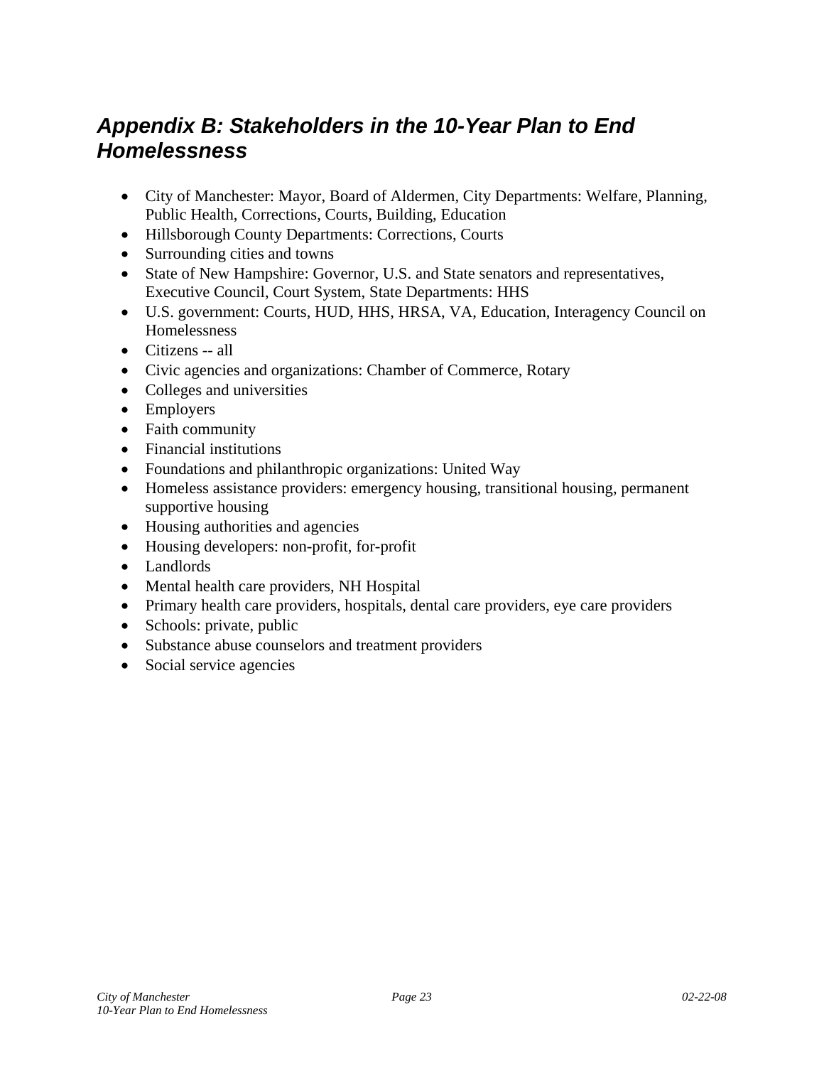## *Appendix B: Stakeholders in the 10-Year Plan to End Homelessness*

- City of Manchester: Mayor, Board of Aldermen, City Departments: Welfare, Planning, Public Health, Corrections, Courts, Building, Education
- Hillsborough County Departments: Corrections, Courts
- Surrounding cities and towns
- State of New Hampshire: Governor, U.S. and State senators and representatives, Executive Council, Court System, State Departments: HHS
- U.S. government: Courts, HUD, HHS, HRSA, VA, Education, Interagency Council on Homelessness
- Citizens -- all
- Civic agencies and organizations: Chamber of Commerce, Rotary
- Colleges and universities
- Employers
- Faith community
- Financial institutions
- Foundations and philanthropic organizations: United Way
- Homeless assistance providers: emergency housing, transitional housing, permanent supportive housing
- Housing authorities and agencies
- Housing developers: non-profit, for-profit
- Landlords
- Mental health care providers, NH Hospital
- Primary health care providers, hospitals, dental care providers, eye care providers
- Schools: private, public
- Substance abuse counselors and treatment providers
- Social service agencies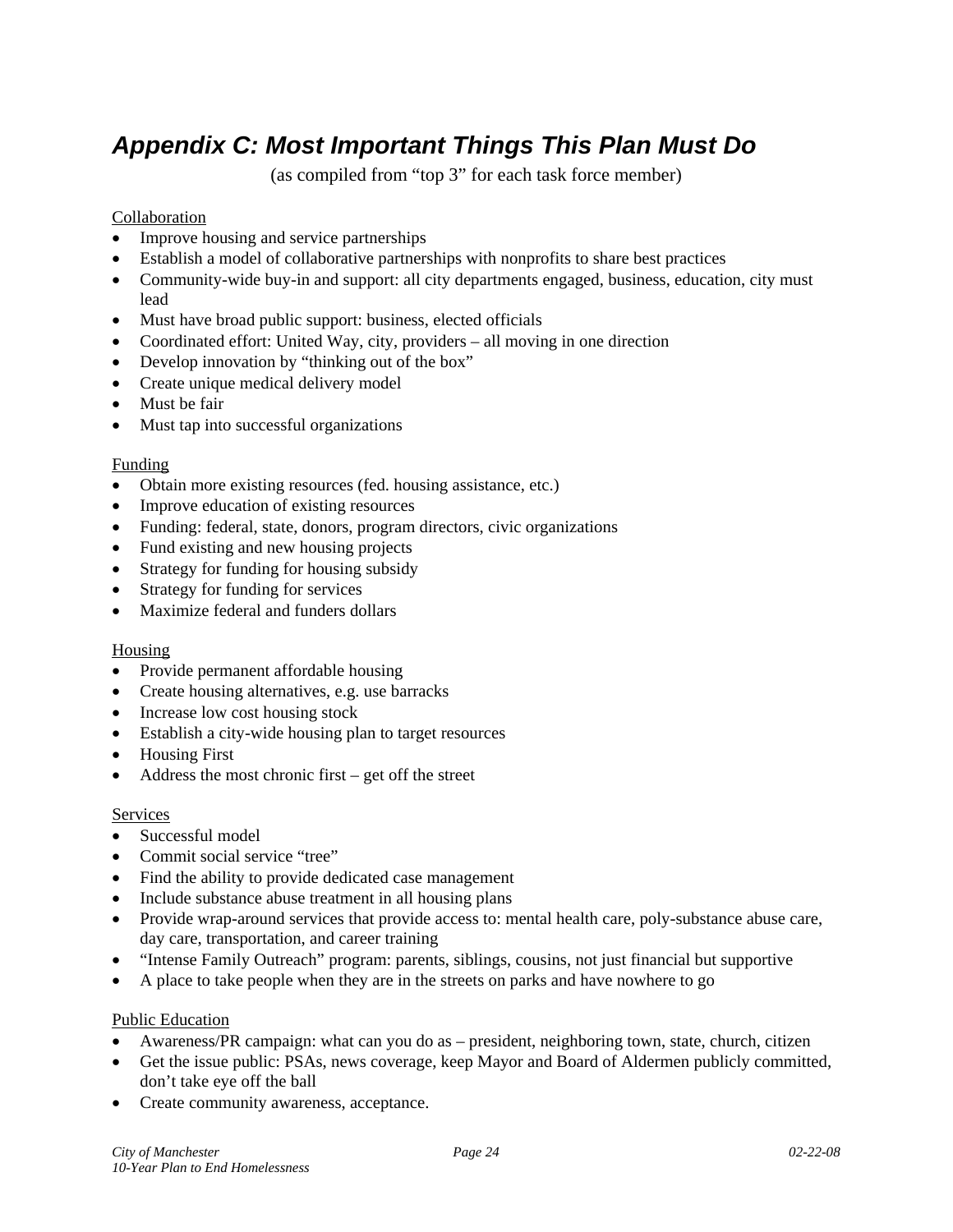# *Appendix C: Most Important Things This Plan Must Do*

(as compiled from "top 3" for each task force member)

Collaboration

- Improve housing and service partnerships
- Establish a model of collaborative partnerships with nonprofits to share best practices
- Community-wide buy-in and support: all city departments engaged, business, education, city must lead
- Must have broad public support: business, elected officials
- Coordinated effort: United Way, city, providers – all moving in one direction
- Develop innovation by "thinking out of the box"
- Create unique medical delivery model
- Must be fair
- Must tap into successful organizations

Funding

- Obtain more existing resources (fed. housing assistance, etc.)
- Improve education of existing resources
- Funding: federal, state, donors, program directors, civic organizations
- Fund existing and new housing projects
- Strategy for funding for housing subsidy
- Strategy for funding for services
- Maximize federal and funders dollars

Housing

- Provide permanent affordable housing
- Create housing alternatives, e.g. use barracks
- Increase low cost housing stock
- Establish a city-wide housing plan to target resources
- Housing First
- Address the most chronic first – get off the street

Services

- Successful model
- Commit social service "tree"
- Find the ability to provide dedicated case management
- Include substance abuse treatment in all housing plans
- Provide wrap-around services that provide access to: mental health care, poly-substance abuse care, day care, transportation, and career training
- "Intense Family Outreach" program: parents, siblings, cousins, not just financial but supportive
- A place to take people when they are in the streets on parks and have nowhere to go

Public Education

- Awareness/PR campaign: what can you do as – president, neighboring town, state, church, citizen
- Get the issue public: PSAs, news coverage, keep Mayor and Board of Aldermen publicly committed, don't take eye off the ball
- Create community awareness, acceptance.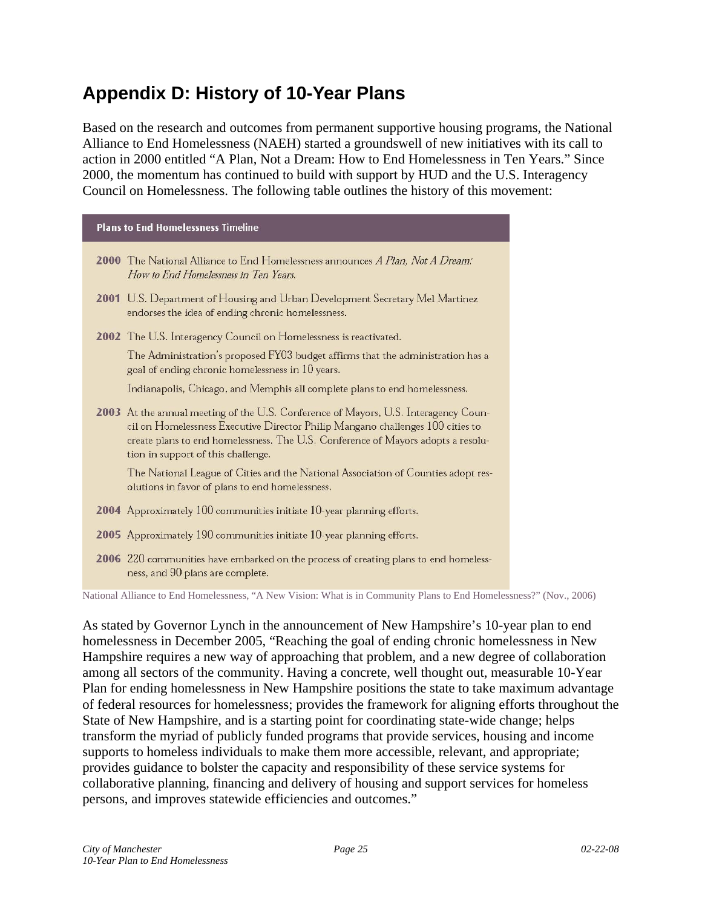# Appendix D: History of 10-Year Plans

Based on the research and outcomes from permanent supportive housing programs, the National Alliance to End Homelessness (NAEH) started a groundswell of new initiatives with its call to action in 2000 entitled "A Plan, Not a Dream: How to End Homelessness in Ten Years." Since 2000, the momentum has continued to build with support by HUD and the U.S. Interagency Council on Homelessness. The following table outlines the history of this movement:

| **Plans to End Homelessness** Timeline | |
|---|---|
| **2000** | The National Alliance to End Homelessness announces *A Plan, Not A Dream: How to End Homelessness in Ten Years.* |
| **2001** | U.S. Department of Housing and Urban Development Secretary Mel Martinez endorses the idea of ending chronic homelessness. |
| **2002** | The U.S. Interagency Council on Homelessness is reactivated. |
| | The Administration's proposed FY03 budget affirms that the administration has a goal of ending chronic homelessness in 10 years. |
| | Indianapolis, Chicago, and Memphis all complete plans to end homelessness. |
| **2003** | At the annual meeting of the U.S. Conference of Mayors, U.S. Interagency Council on Homelessness Executive Director Philip Mangano challenges 100 cities to create plans to end homelessness. The U.S. Conference of Mayors adopts a resolution in support of this challenge. |
| | The National League of Cities and the National Association of Counties adopt resolutions in favor of plans to end homelessness. |
| **2004** | Approximately 100 communities initiate 10-year planning efforts. |
| **2005** | Approximately 190 communities initiate 10-year planning efforts. |
| **2006** | 220 communities have embarked on the process of creating plans to end homelessness, and 90 plans are complete. |

National Alliance to End Homelessness, "A New Vision: What is in Community Plans to End Homelessness?" (Nov., 2006)

As stated by Governor Lynch in the announcement of New Hampshire's 10-year plan to end homelessness in December 2005, "Reaching the goal of ending chronic homelessness in New Hampshire requires a new way of approaching that problem, and a new degree of collaboration among all sectors of the community. Having a concrete, well thought out, measurable 10-Year Plan for ending homelessness in New Hampshire positions the state to take maximum advantage of federal resources for homelessness; provides the framework for aligning efforts throughout the State of New Hampshire, and is a starting point for coordinating state-wide change; helps transform the myriad of publicly funded programs that provide services, housing and income supports to homeless individuals to make them more accessible, relevant, and appropriate; provides guidance to bolster the capacity and responsibility of these service systems for collaborative planning, financing and delivery of housing and support services for homeless persons, and improves statewide efficiencies and outcomes."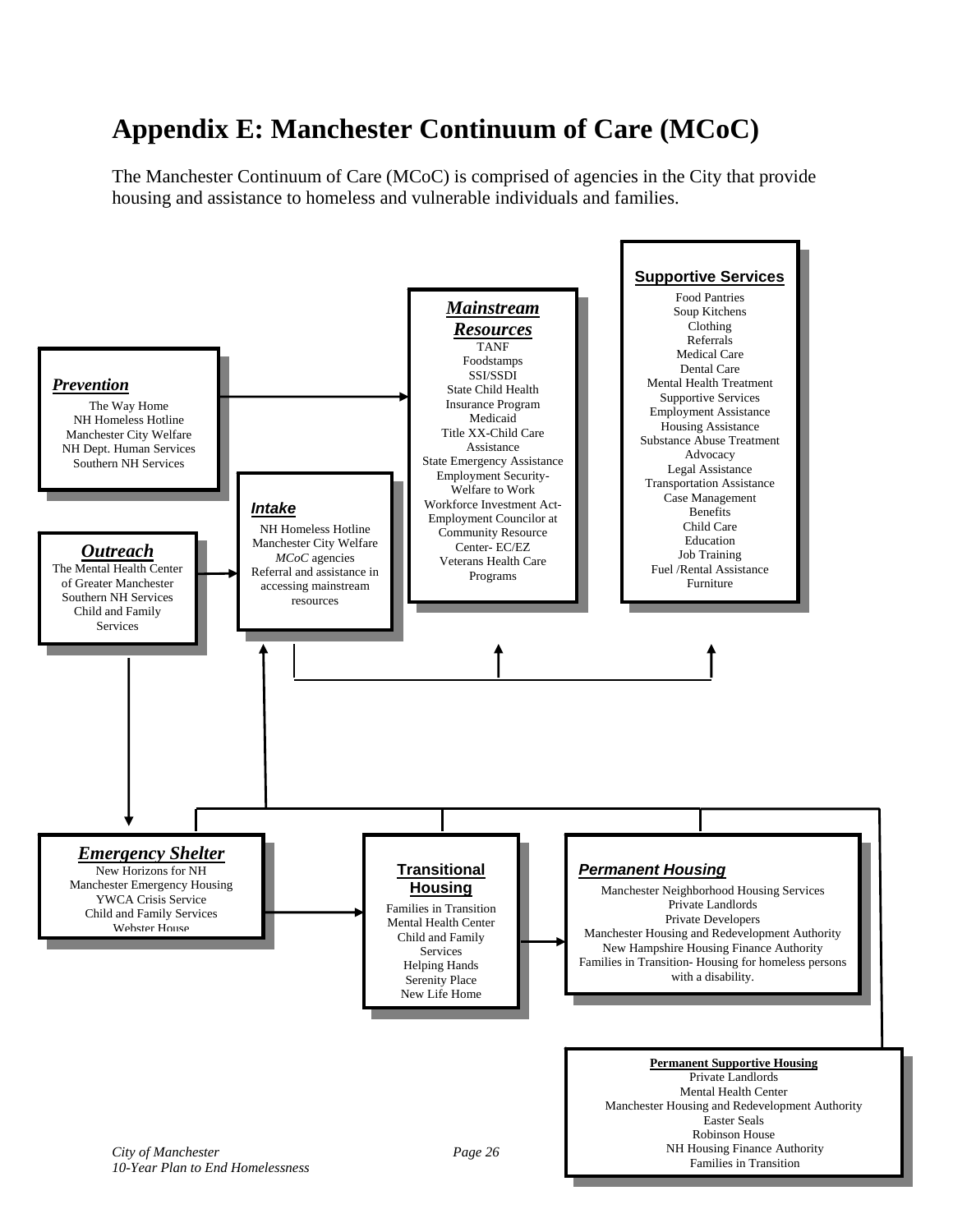# Appendix E: Manchester Continuum of Care (MCoC)

The Manchester Continuum of Care (MCoC) is comprised of agencies in the City that provide housing and assistance to homeless and vulnerable individuals and families.

***Prevention***

The Way Home
NH Homeless Hotline
Manchester City Welfare
NH Dept. Human Services
Southern NH Services

***Outreach***

The Mental Health Center of Greater Manchester
Southern NH Services
Child and Family Services

***Intake***

NH Homeless Hotline
Manchester City Welfare
*MCoC* agencies
Referral and assistance in accessing mainstream resources

***Mainstream Resources***

TANF
Foodstamps
SSI/SSDI
State Child Health Insurance Program
Medicaid
Title XX-Child Care Assistance
State Emergency Assistance
Employment Security- Welfare to Work
Workforce Investment Act- Employment Councilor at Community Resource Center- EC/EZ
Veterans Health Care Programs

**Supportive Services**

Food Pantries
Soup Kitchens
Clothing
Referrals
Medical Care
Dental Care
Mental Health Treatment
Supportive Services
Employment Assistance
Housing Assistance
Substance Abuse Treatment
Advocacy
Legal Assistance
Transportation Assistance
Case Management
Benefits
Child Care
Education
Job Training
Fuel /Rental Assistance
Furniture

***Emergency Shelter***

New Horizons for NH
Manchester Emergency Housing
YWCA Crisis Service
Child and Family Services
Webster House

**Transitional Housing**

Families in Transition
Mental Health Center
Child and Family Services
Helping Hands
Serenity Place
New Life Home

***Permanent Housing***

Manchester Neighborhood Housing Services
Private Landlords
Private Developers
Manchester Housing and Redevelopment Authority
New Hampshire Housing Finance Authority
Families in Transition- Housing for homeless persons with a disability.

**Permanent Supportive Housing**

Private Landlords
Mental Health Center
Manchester Housing and Redevelopment Authority
Easter Seals
Robinson House
NH Housing Finance Authority
Families in Transition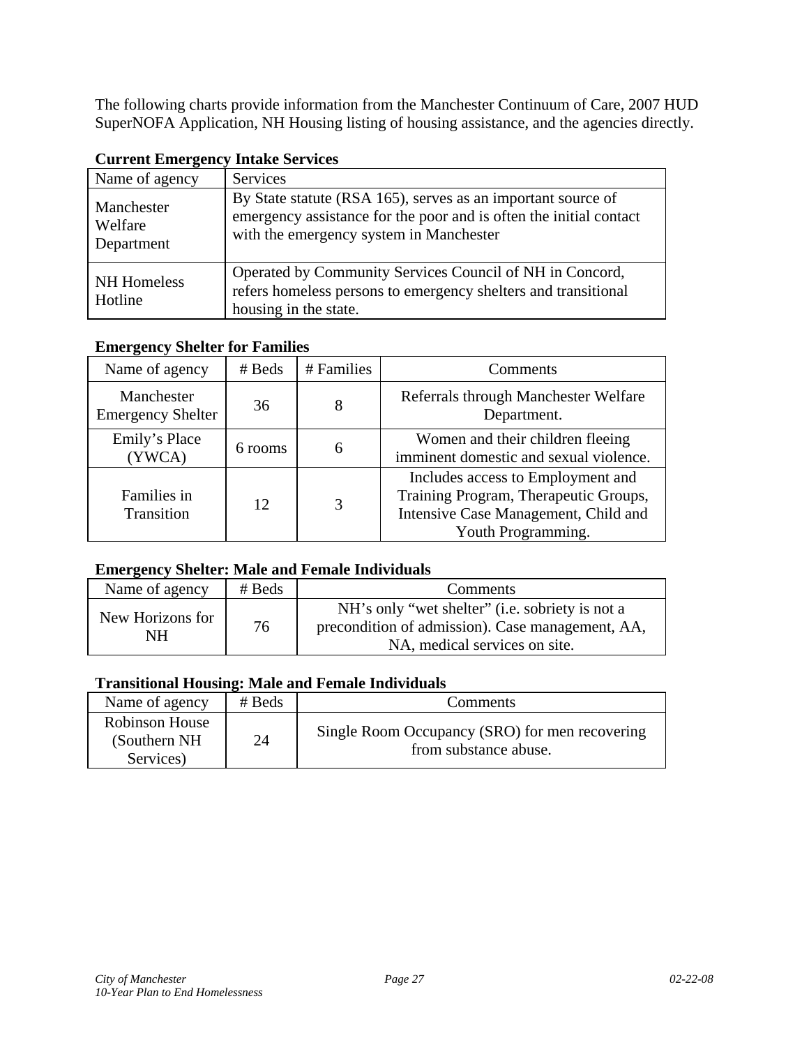The following charts provide information from the Manchester Continuum of Care, 2007 HUD SuperNOFA Application, NH Housing listing of housing assistance, and the agencies directly.

**Current Emergency Intake Services**

| Name of agency | Services |
| --- | --- |
| Manchester Welfare Department | By State statute (RSA 165), serves as an important source of emergency assistance for the poor and is often the initial contact with the emergency system in Manchester |
| NH Homeless Hotline | Operated by Community Services Council of NH in Concord, refers homeless persons to emergency shelters and transitional housing in the state. |

**Emergency Shelter for Families**

| Name of agency | # Beds | # Families | Comments |
| --- | --- | --- | --- |
| Manchester Emergency Shelter | 36 | 8 | Referrals through Manchester Welfare Department. |
| Emily's Place (YWCA) | 6 rooms | 6 | Women and their children fleeing imminent domestic and sexual violence. |
| Families in Transition | 12 | 3 | Includes access to Employment and Training Program, Therapeutic Groups, Intensive Case Management, Child and Youth Programming. |

**Emergency Shelter: Male and Female Individuals**

| Name of agency | # Beds | Comments |
| --- | --- | --- |
| New Horizons for NH | 76 | NH's only "wet shelter" (i.e. sobriety is not a precondition of admission). Case management, AA, NA, medical services on site. |

**Transitional Housing: Male and Female Individuals**

| Name of agency | # Beds | Comments |
| --- | --- | --- |
| Robinson House (Southern NH Services) | 24 | Single Room Occupancy (SRO) for men recovering from substance abuse. |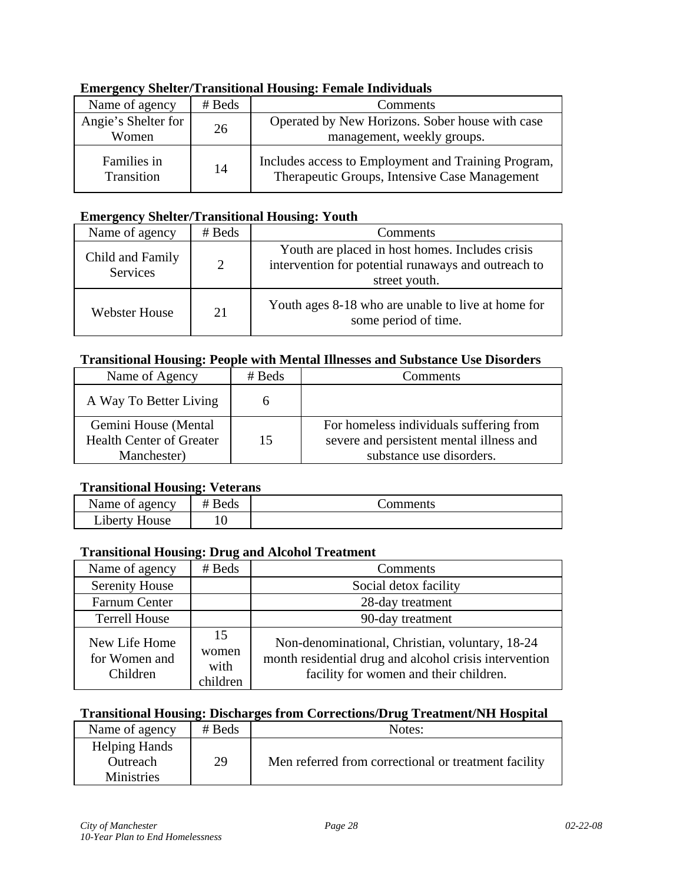**Emergency Shelter/Transitional Housing: Female Individuals**

| Name of agency | # Beds | Comments |
|---|---|---|
| Angie's Shelter for Women | 26 | Operated by New Horizons. Sober house with case management, weekly groups. |
| Families in Transition | 14 | Includes access to Employment and Training Program, Therapeutic Groups, Intensive Case Management |

**Emergency Shelter/Transitional Housing: Youth**

| Name of agency | # Beds | Comments |
|---|---|---|
| Child and Family Services | 2 | Youth are placed in host homes. Includes crisis intervention for potential runaways and outreach to street youth. |
| Webster House | 21 | Youth ages 8-18 who are unable to live at home for some period of time. |

**Transitional Housing: People with Mental Illnesses and Substance Use Disorders**

| Name of Agency | # Beds | Comments |
|---|---|---|
| A Way To Better Living | 6 | |
| Gemini House (Mental Health Center of Greater Manchester) | 15 | For homeless individuals suffering from severe and persistent mental illness and substance use disorders. |

**Transitional Housing: Veterans**

| Name of agency | # Beds | Comments |
|---|---|---|
| Liberty House | 10 | |

**Transitional Housing: Drug and Alcohol Treatment**

| Name of agency | # Beds | Comments |
|---|---|---|
| Serenity House | | Social detox facility |
| Farnum Center | | 28-day treatment |
| Terrell House | | 90-day treatment |
| New Life Home for Women and Children | 15 women with children | Non-denominational, Christian, voluntary, 18-24 month residential drug and alcohol crisis intervention facility for women and their children. |

**Transitional Housing: Discharges from Corrections/Drug Treatment/NH Hospital**

| Name of agency | # Beds | Notes: |
|---|---|---|
| Helping Hands Outreach Ministries | 29 | Men referred from correctional or treatment facility |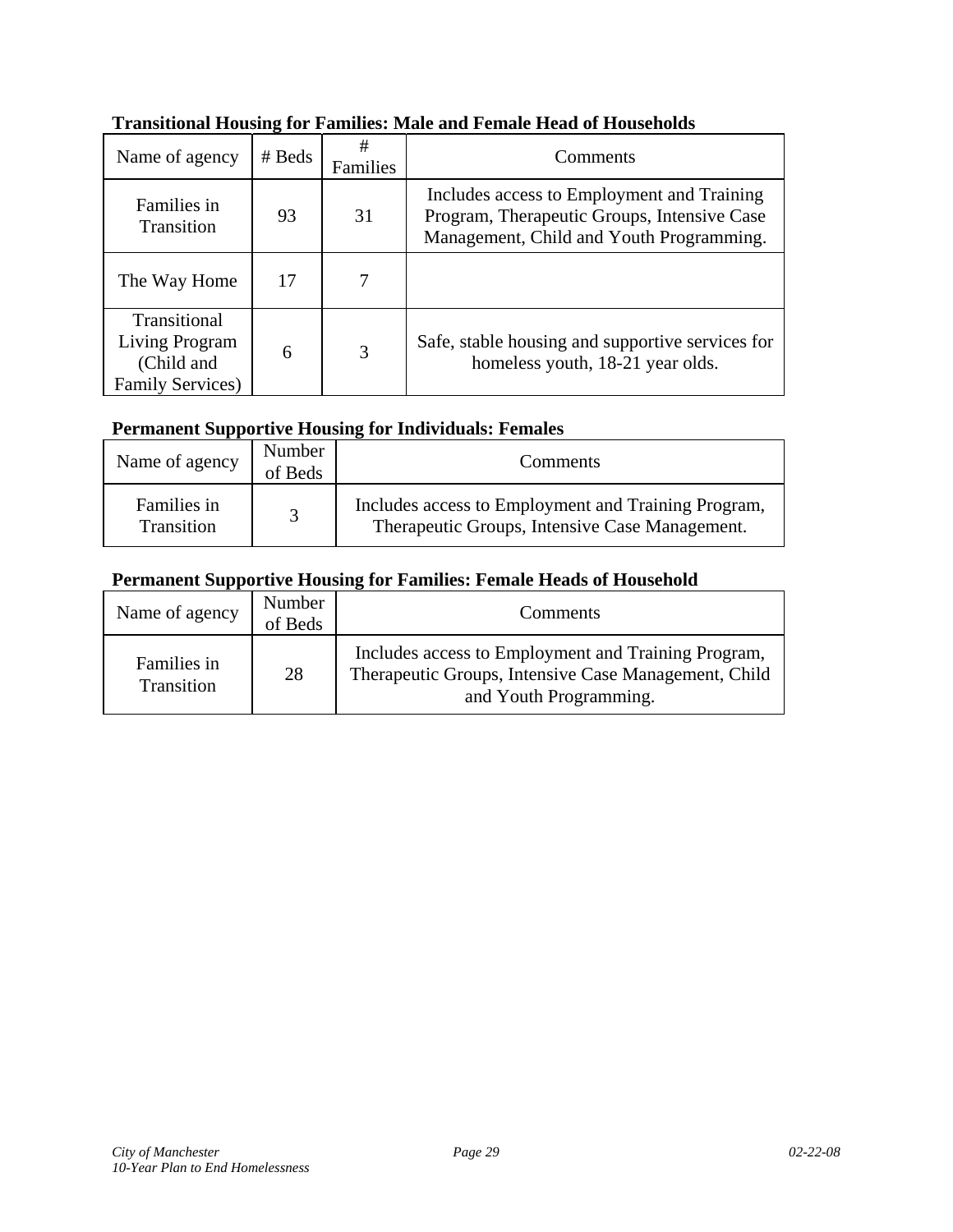**Transitional Housing for Families: Male and Female Head of Households**

| Name of agency | # Beds | # Families | Comments |
|---|---|---|---|
| Families in Transition | 93 | 31 | Includes access to Employment and Training Program, Therapeutic Groups, Intensive Case Management, Child and Youth Programming. |
| The Way Home | 17 | 7 | |
| Transitional Living Program (Child and Family Services) | 6 | 3 | Safe, stable housing and supportive services for homeless youth, 18-21 year olds. |

**Permanent Supportive Housing for Individuals: Females**

| Name of agency | Number of Beds | Comments |
|---|---|---|
| Families in Transition | 3 | Includes access to Employment and Training Program, Therapeutic Groups, Intensive Case Management. |

**Permanent Supportive Housing for Families: Female Heads of Household**

| Name of agency | Number of Beds | Comments |
|---|---|---|
| Families in Transition | 28 | Includes access to Employment and Training Program, Therapeutic Groups, Intensive Case Management, Child and Youth Programming. |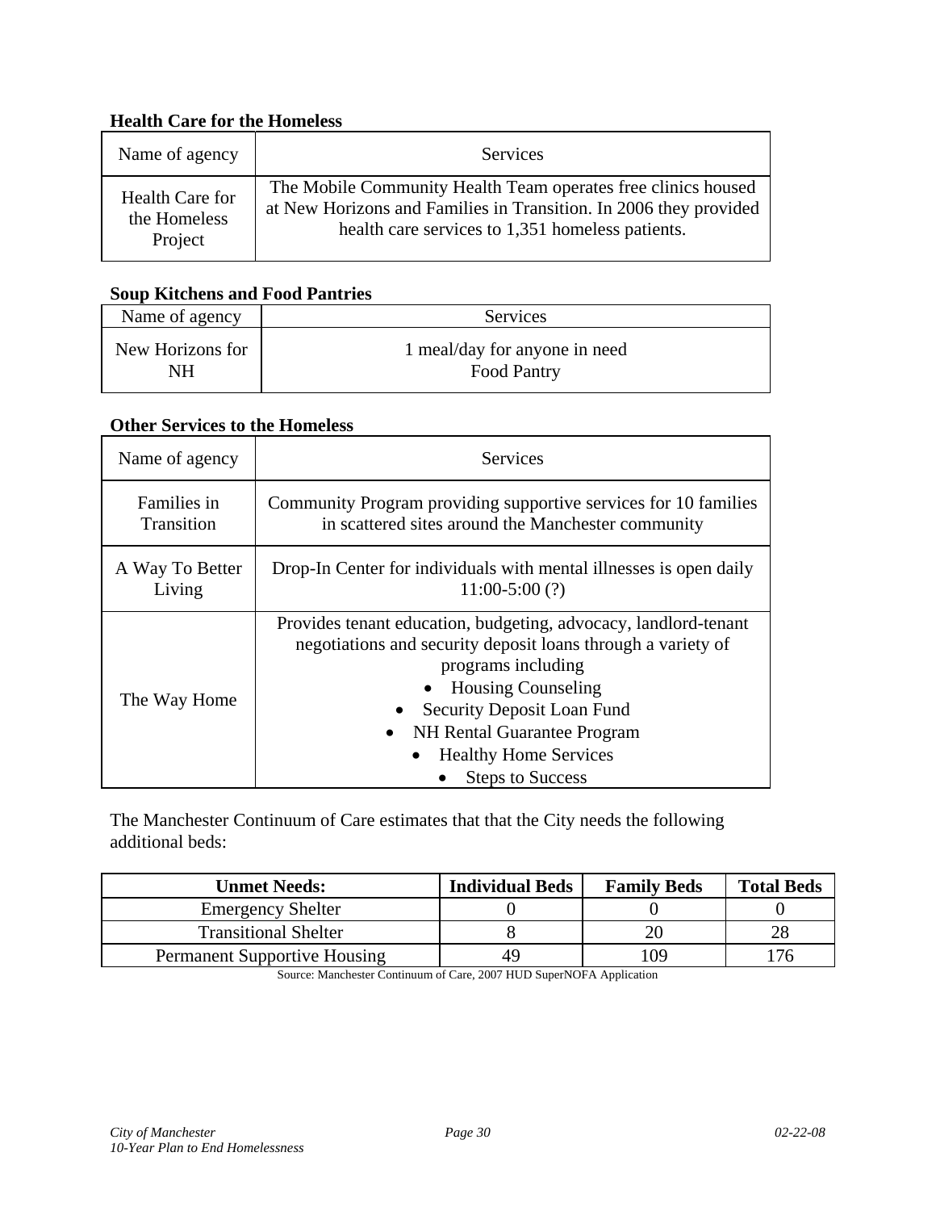**Health Care for the Homeless**

| Name of agency | Services |
|---|---|
| Health Care for the Homeless Project | The Mobile Community Health Team operates free clinics housed at New Horizons and Families in Transition. In 2006 they provided health care services to 1,351 homeless patients. |

**Soup Kitchens and Food Pantries**

| Name of agency | Services |
|---|---|
| New Horizons for NH | 1 meal/day for anyone in need<br>Food Pantry |

**Other Services to the Homeless**

| Name of agency | Services |
|---|---|
| Families in Transition | Community Program providing supportive services for 10 families in scattered sites around the Manchester community |
| A Way To Better Living | Drop-In Center for individuals with mental illnesses is open daily 11:00-5:00 (?) |
| The Way Home | Provides tenant education, budgeting, advocacy, landlord-tenant negotiations and security deposit loans through a variety of programs including<br>• Housing Counseling<br>• Security Deposit Loan Fund<br>• NH Rental Guarantee Program<br>• Healthy Home Services<br>• Steps to Success |

The Manchester Continuum of Care estimates that that the City needs the following additional beds:

| Unmet Needs: | Individual Beds | Family Beds | Total Beds |
|---|---|---|---|
| Emergency Shelter | 0 | 0 | 0 |
| Transitional Shelter | 8 | 20 | 28 |
| Permanent Supportive Housing | 49 | 109 | 176 |

Source: Manchester Continuum of Care, 2007 HUD SuperNOFA Application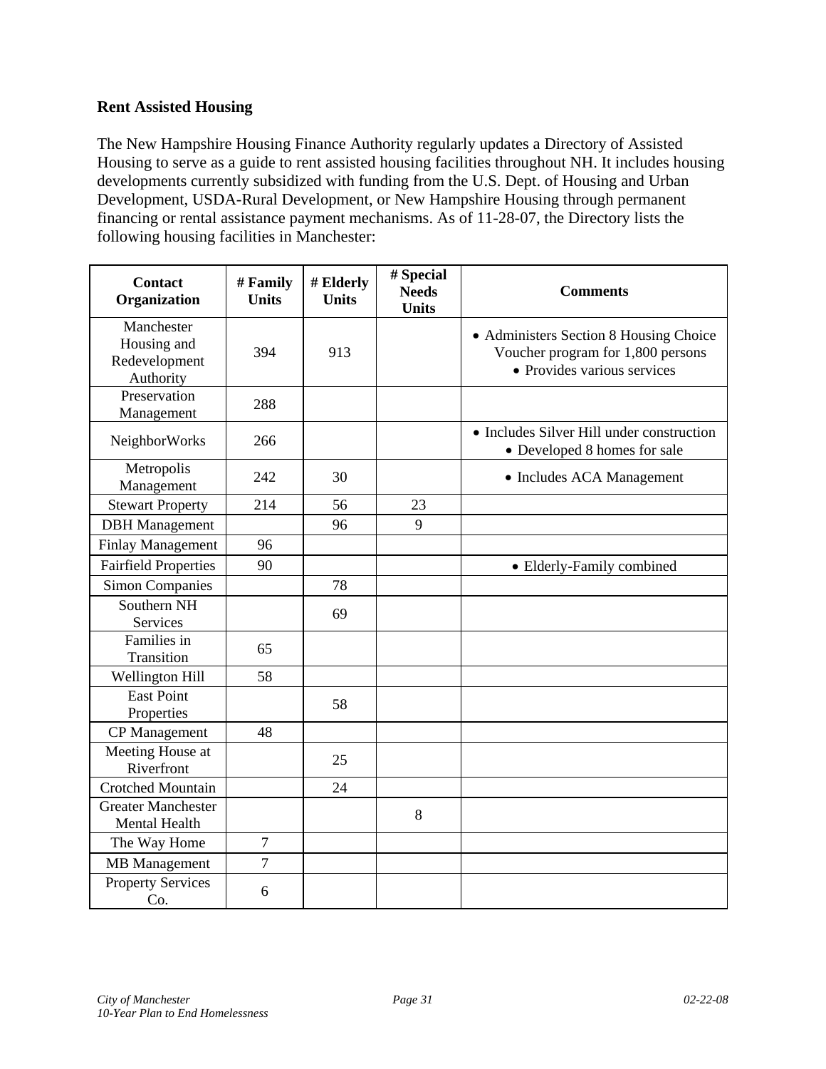**Rent Assisted Housing**

The New Hampshire Housing Finance Authority regularly updates a Directory of Assisted Housing to serve as a guide to rent assisted housing facilities throughout NH. It includes housing developments currently subsidized with funding from the U.S. Dept. of Housing and Urban Development, USDA-Rural Development, or New Hampshire Housing through permanent financing or rental assistance payment mechanisms. As of 11-28-07, the Directory lists the following housing facilities in Manchester:

| Contact Organization | # Family Units | # Elderly Units | # Special Needs Units | Comments |
|---|---|---|---|---|
| Manchester Housing and Redevelopment Authority | 394 | 913 | | • Administers Section 8 Housing Choice Voucher program for 1,800 persons<br>• Provides various services |
| Preservation Management | 288 | | | |
| NeighborWorks | 266 | | | • Includes Silver Hill under construction<br>• Developed 8 homes for sale |
| Metropolis Management | 242 | 30 | | • Includes ACA Management |
| Stewart Property | 214 | 56 | 23 | |
| DBH Management | | 96 | 9 | |
| Finlay Management | 96 | | | |
| Fairfield Properties | 90 | | | • Elderly-Family combined |
| Simon Companies | | 78 | | |
| Southern NH Services | | 69 | | |
| Families in Transition | 65 | | | |
| Wellington Hill | 58 | | | |
| East Point Properties | | 58 | | |
| CP Management | 48 | | | |
| Meeting House at Riverfront | | 25 | | |
| Crotched Mountain | | 24 | | |
| Greater Manchester Mental Health | | | 8 | |
| The Way Home | 7 | | | |
| MB Management | 7 | | | |
| Property Services Co. | 6 | | | |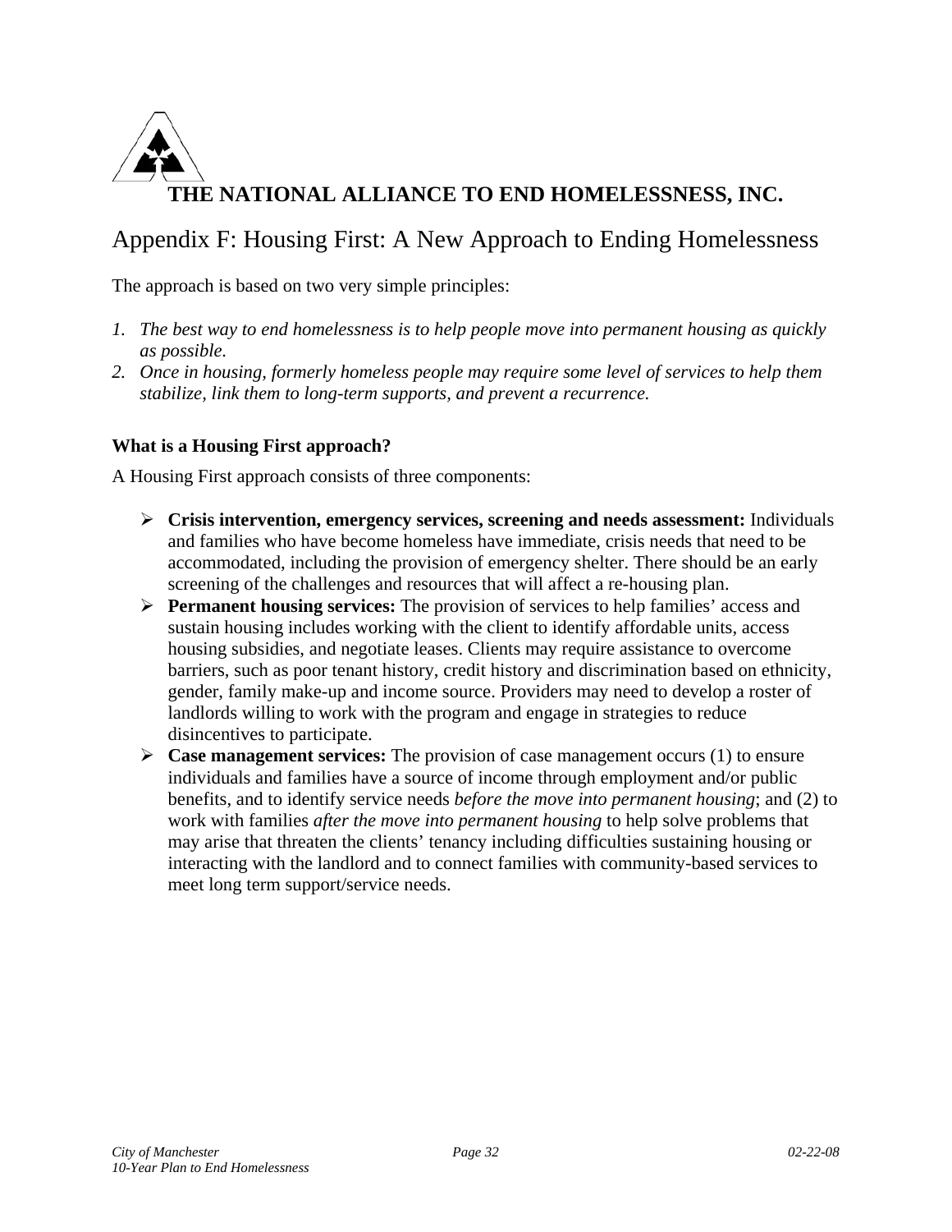**THE NATIONAL ALLIANCE TO END HOMELESSNESS, INC.**

# Appendix F: Housing First: A New Approach to Ending Homelessness

The approach is based on two very simple principles:

1. *The best way to end homelessness is to help people move into permanent housing as quickly as possible.*
2. *Once in housing, formerly homeless people may require some level of services to help them stabilize, link them to long-term supports, and prevent a recurrence.*

### What is a Housing First approach?

A Housing First approach consists of three components:

- **Crisis intervention, emergency services, screening and needs assessment:** Individuals and families who have become homeless have immediate, crisis needs that need to be accommodated, including the provision of emergency shelter. There should be an early screening of the challenges and resources that will affect a re-housing plan.
- **Permanent housing services:** The provision of services to help families' access and sustain housing includes working with the client to identify affordable units, access housing subsidies, and negotiate leases. Clients may require assistance to overcome barriers, such as poor tenant history, credit history and discrimination based on ethnicity, gender, family make-up and income source. Providers may need to develop a roster of landlords willing to work with the program and engage in strategies to reduce disincentives to participate.
- **Case management services:** The provision of case management occurs (1) to ensure individuals and families have a source of income through employment and/or public benefits, and to identify service needs *before the move into permanent housing*; and (2) to work with families *after the move into permanent housing* to help solve problems that may arise that threaten the clients' tenancy including difficulties sustaining housing or interacting with the landlord and to connect families with community-based services to meet long term support/service needs.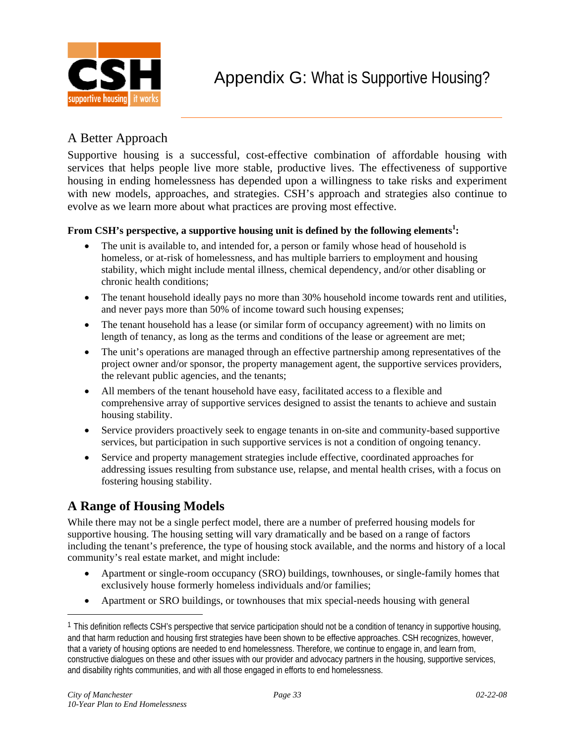# Appendix G: What is Supportive Housing?

## A Better Approach

Supportive housing is a successful, cost-effective combination of affordable housing with services that helps people live more stable, productive lives. The effectiveness of supportive housing in ending homelessness has depended upon a willingness to take risks and experiment with new models, approaches, and strategies. CSH's approach and strategies also continue to evolve as we learn more about what practices are proving most effective.

**From CSH's perspective, a supportive housing unit is defined by the following elements[1]:**

- The unit is available to, and intended for, a person or family whose head of household is homeless, or at-risk of homelessness, and has multiple barriers to employment and housing stability, which might include mental illness, chemical dependency, and/or other disabling or chronic health conditions;
- The tenant household ideally pays no more than 30% household income towards rent and utilities, and never pays more than 50% of income toward such housing expenses;
- The tenant household has a lease (or similar form of occupancy agreement) with no limits on length of tenancy, as long as the terms and conditions of the lease or agreement are met;
- The unit's operations are managed through an effective partnership among representatives of the project owner and/or sponsor, the property management agent, the supportive services providers, the relevant public agencies, and the tenants;
- All members of the tenant household have easy, facilitated access to a flexible and comprehensive array of supportive services designed to assist the tenants to achieve and sustain housing stability.
- Service providers proactively seek to engage tenants in on-site and community-based supportive services, but participation in such supportive services is not a condition of ongoing tenancy.
- Service and property management strategies include effective, coordinated approaches for addressing issues resulting from substance use, relapse, and mental health crises, with a focus on fostering housing stability.

## A Range of Housing Models

While there may not be a single perfect model, there are a number of preferred housing models for supportive housing. The housing setting will vary dramatically and be based on a range of factors including the tenant's preference, the type of housing stock available, and the norms and history of a local community's real estate market, and might include:

- Apartment or single-room occupancy (SRO) buildings, townhouses, or single-family homes that exclusively house formerly homeless individuals and/or families;
- Apartment or SRO buildings, or townhouses that mix special-needs housing with general

[1] This definition reflects CSH's perspective that service participation should not be a condition of tenancy in supportive housing, and that harm reduction and housing first strategies have been shown to be effective approaches. CSH recognizes, however, that a variety of housing options are needed to end homelessness. Therefore, we continue to engage in, and learn from, constructive dialogues on these and other issues with our provider and advocacy partners in the housing, supportive services, and disability rights communities, and with all those engaged in efforts to end homelessness.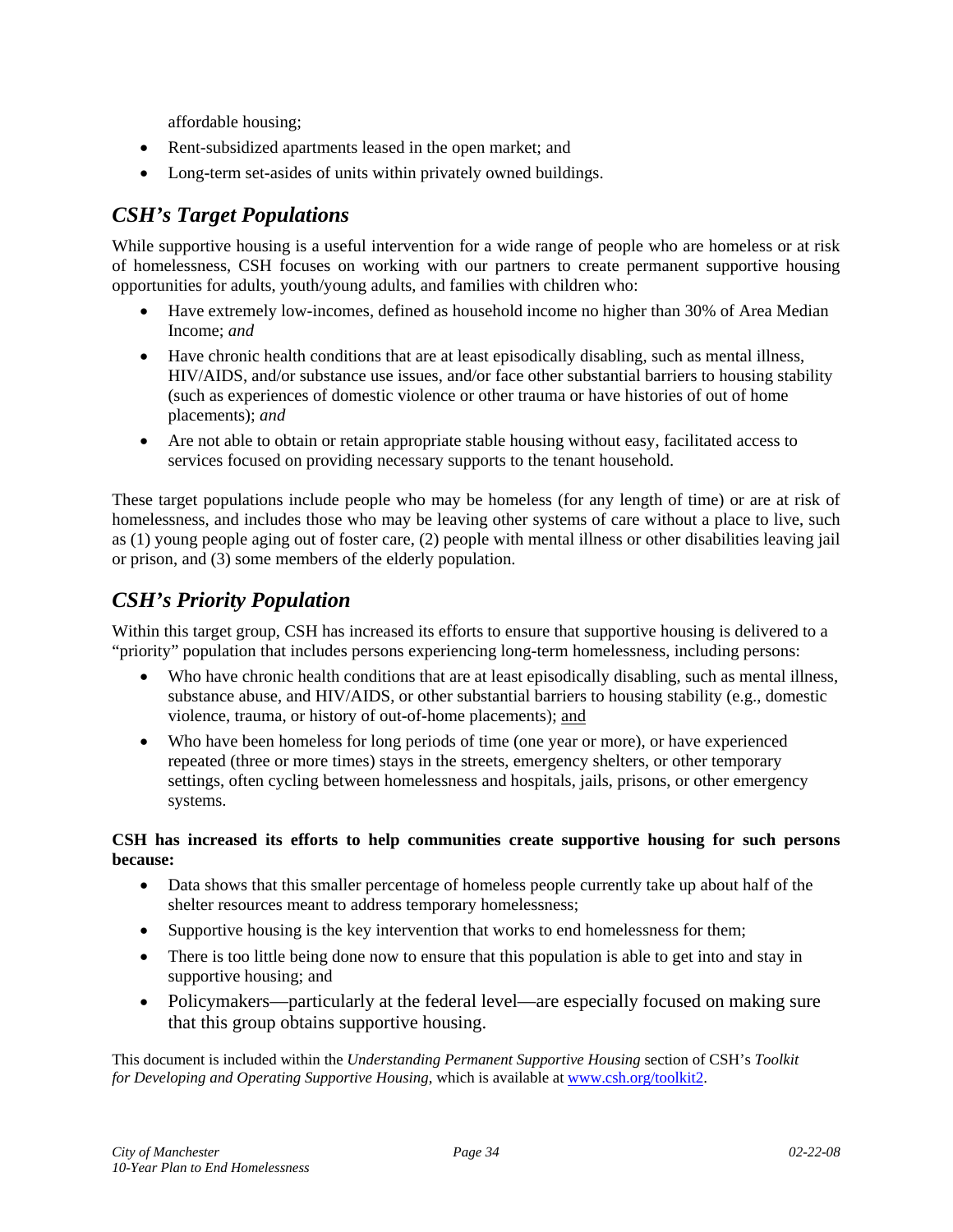affordable housing;

- Rent-subsidized apartments leased in the open market; and
- Long-term set-asides of units within privately owned buildings.

## *CSH's Target Populations*

While supportive housing is a useful intervention for a wide range of people who are homeless or at risk of homelessness, CSH focuses on working with our partners to create permanent supportive housing opportunities for adults, youth/young adults, and families with children who:

- Have extremely low-incomes, defined as household income no higher than 30% of Area Median Income; *and*
- Have chronic health conditions that are at least episodically disabling, such as mental illness, HIV/AIDS, and/or substance use issues, and/or face other substantial barriers to housing stability (such as experiences of domestic violence or other trauma or have histories of out of home placements); *and*
- Are not able to obtain or retain appropriate stable housing without easy, facilitated access to services focused on providing necessary supports to the tenant household.

These target populations include people who may be homeless (for any length of time) or are at risk of homelessness, and includes those who may be leaving other systems of care without a place to live, such as (1) young people aging out of foster care, (2) people with mental illness or other disabilities leaving jail or prison, and (3) some members of the elderly population.

## *CSH's Priority Population*

Within this target group, CSH has increased its efforts to ensure that supportive housing is delivered to a "priority" population that includes persons experiencing long-term homelessness, including persons:

- Who have chronic health conditions that are at least episodically disabling, such as mental illness, substance abuse, and HIV/AIDS, or other substantial barriers to housing stability (e.g., domestic violence, trauma, or history of out-of-home placements); <u>and</u>
- Who have been homeless for long periods of time (one year or more), or have experienced repeated (three or more times) stays in the streets, emergency shelters, or other temporary settings, often cycling between homelessness and hospitals, jails, prisons, or other emergency systems.

**CSH has increased its efforts to help communities create supportive housing for such persons because:**

- Data shows that this smaller percentage of homeless people currently take up about half of the shelter resources meant to address temporary homelessness;
- Supportive housing is the key intervention that works to end homelessness for them;
- There is too little being done now to ensure that this population is able to get into and stay in supportive housing; and
- Policymakers—particularly at the federal level—are especially focused on making sure that this group obtains supportive housing.

This document is included within the *Understanding Permanent Supportive Housing* section of CSH's *Toolkit for Developing and Operating Supportive Housing*, which is available at [www.csh.org/toolkit2](http://www.csh.org/toolkit2).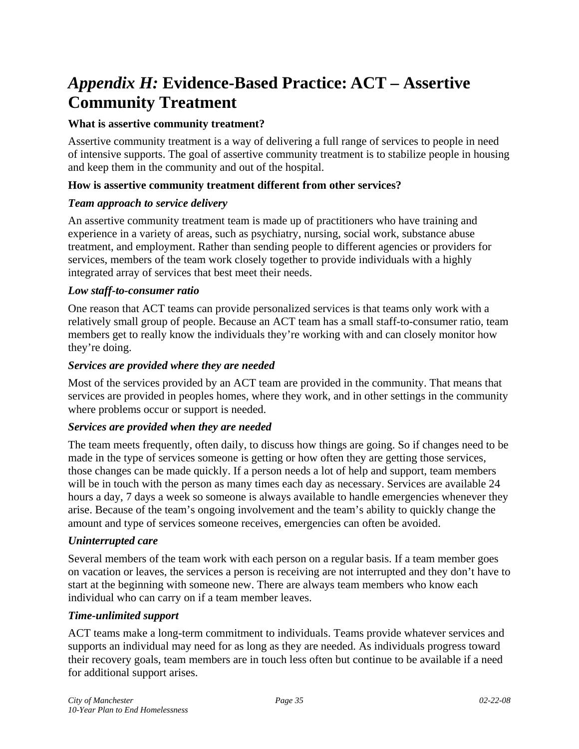# *Appendix H:* Evidence-Based Practice: ACT – Assertive Community Treatment

**What is assertive community treatment?**

Assertive community treatment is a way of delivering a full range of services to people in need of intensive supports. The goal of assertive community treatment is to stabilize people in housing and keep them in the community and out of the hospital.

**How is assertive community treatment different from other services?**

***Team approach to service delivery***

An assertive community treatment team is made up of practitioners who have training and experience in a variety of areas, such as psychiatry, nursing, social work, substance abuse treatment, and employment. Rather than sending people to different agencies or providers for services, members of the team work closely together to provide individuals with a highly integrated array of services that best meet their needs.

***Low staff-to-consumer ratio***

One reason that ACT teams can provide personalized services is that teams only work with a relatively small group of people. Because an ACT team has a small staff-to-consumer ratio, team members get to really know the individuals they're working with and can closely monitor how they're doing.

***Services are provided where they are needed***

Most of the services provided by an ACT team are provided in the community. That means that services are provided in peoples homes, where they work, and in other settings in the community where problems occur or support is needed.

***Services are provided when they are needed***

The team meets frequently, often daily, to discuss how things are going. So if changes need to be made in the type of services someone is getting or how often they are getting those services, those changes can be made quickly. If a person needs a lot of help and support, team members will be in touch with the person as many times each day as necessary. Services are available 24 hours a day, 7 days a week so someone is always available to handle emergencies whenever they arise. Because of the team's ongoing involvement and the team's ability to quickly change the amount and type of services someone receives, emergencies can often be avoided.

***Uninterrupted care***

Several members of the team work with each person on a regular basis. If a team member goes on vacation or leaves, the services a person is receiving are not interrupted and they don't have to start at the beginning with someone new. There are always team members who know each individual who can carry on if a team member leaves.

***Time-unlimited support***

ACT teams make a long-term commitment to individuals. Teams provide whatever services and supports an individual may need for as long as they are needed. As individuals progress toward their recovery goals, team members are in touch less often but continue to be available if a need for additional support arises.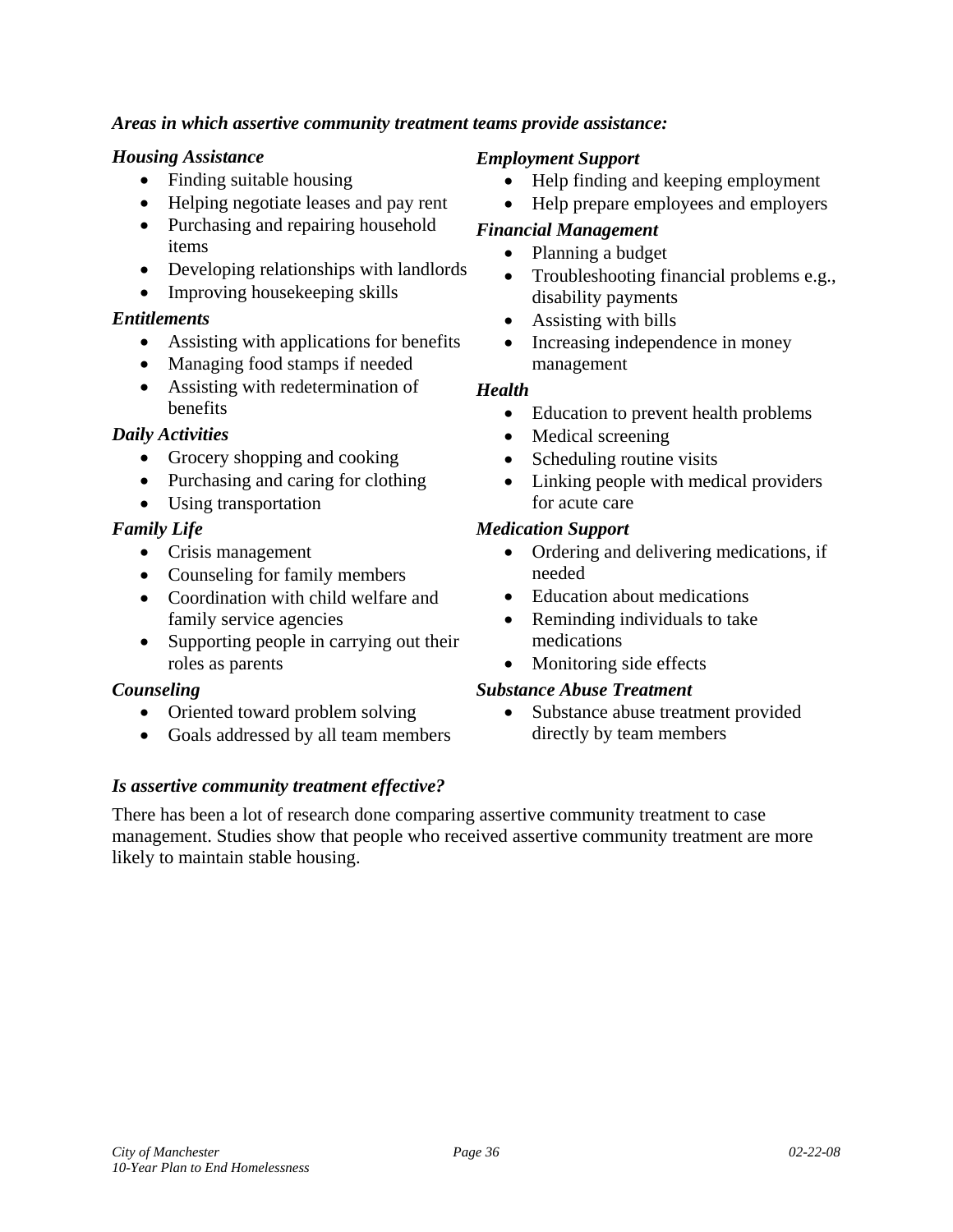***Areas in which assertive community treatment teams provide assistance:***

***Housing Assistance***

- Finding suitable housing
- Helping negotiate leases and pay rent
- Purchasing and repairing household items
- Developing relationships with landlords
- Improving housekeeping skills

***Entitlements***

- Assisting with applications for benefits
- Managing food stamps if needed
- Assisting with redetermination of benefits

***Daily Activities***

- Grocery shopping and cooking
- Purchasing and caring for clothing
- Using transportation

***Family Life***

- Crisis management
- Counseling for family members
- Coordination with child welfare and family service agencies
- Supporting people in carrying out their roles as parents

***Counseling***

- Oriented toward problem solving
- Goals addressed by all team members

***Employment Support***

- Help finding and keeping employment
- Help prepare employees and employers

***Financial Management***

- Planning a budget
- Troubleshooting financial problems e.g., disability payments
- Assisting with bills
- Increasing independence in money management

***Health***

- Education to prevent health problems
- Medical screening
- Scheduling routine visits
- Linking people with medical providers for acute care

***Medication Support***

- Ordering and delivering medications, if needed
- Education about medications
- Reminding individuals to take medications
- Monitoring side effects

***Substance Abuse Treatment***

- Substance abuse treatment provided directly by team members

***Is assertive community treatment effective?***

There has been a lot of research done comparing assertive community treatment to case management. Studies show that people who received assertive community treatment are more likely to maintain stable housing.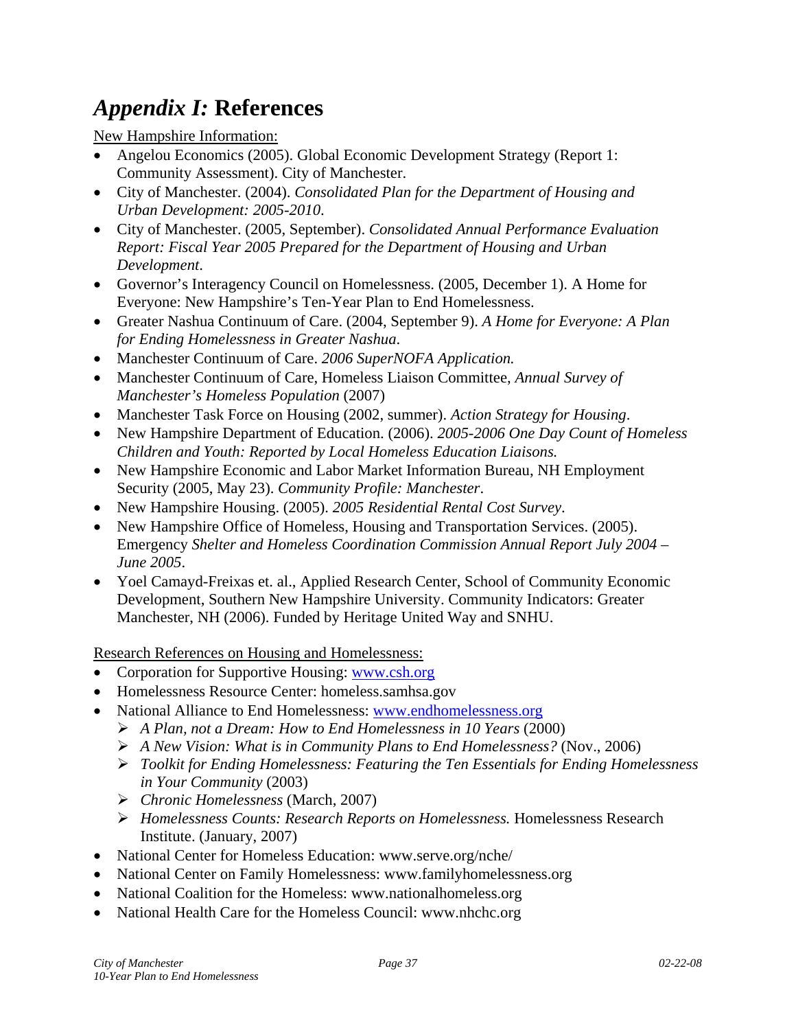# *Appendix I:* References

New Hampshire Information:

- Angelou Economics (2005). Global Economic Development Strategy (Report 1: Community Assessment). City of Manchester.
- City of Manchester. (2004). *Consolidated Plan for the Department of Housing and Urban Development: 2005-2010*.
- City of Manchester. (2005, September). *Consolidated Annual Performance Evaluation Report: Fiscal Year 2005 Prepared for the Department of Housing and Urban Development*.
- Governor's Interagency Council on Homelessness. (2005, December 1). A Home for Everyone: New Hampshire's Ten-Year Plan to End Homelessness.
- Greater Nashua Continuum of Care. (2004, September 9). *A Home for Everyone: A Plan for Ending Homelessness in Greater Nashua*.
- Manchester Continuum of Care. *2006 SuperNOFA Application.*
- Manchester Continuum of Care, Homeless Liaison Committee, *Annual Survey of Manchester's Homeless Population* (2007)
- Manchester Task Force on Housing (2002, summer). *Action Strategy for Housing*.
- New Hampshire Department of Education. (2006). *2005-2006 One Day Count of Homeless Children and Youth: Reported by Local Homeless Education Liaisons.*
- New Hampshire Economic and Labor Market Information Bureau, NH Employment Security (2005, May 23). *Community Profile: Manchester*.
- New Hampshire Housing. (2005). *2005 Residential Rental Cost Survey*.
- New Hampshire Office of Homeless, Housing and Transportation Services. (2005). Emergency *Shelter and Homeless Coordination Commission Annual Report July 2004 – June 2005*.
- Yoel Camayd-Freixas et. al., Applied Research Center, School of Community Economic Development, Southern New Hampshire University. Community Indicators: Greater Manchester, NH (2006). Funded by Heritage United Way and SNHU.

Research References on Housing and Homelessness:

- Corporation for Supportive Housing: www.csh.org
- Homelessness Resource Center: homeless.samhsa.gov
- National Alliance to End Homelessness: www.endhomelessness.org
  - *A Plan, not a Dream: How to End Homelessness in 10 Years* (2000)
  - *A New Vision: What is in Community Plans to End Homelessness?* (Nov., 2006)
  - *Toolkit for Ending Homelessness: Featuring the Ten Essentials for Ending Homelessness in Your Community* (2003)
  - *Chronic Homelessness* (March, 2007)
  - *Homelessness Counts: Research Reports on Homelessness.* Homelessness Research Institute. (January, 2007)
- National Center for Homeless Education: www.serve.org/nche/
- National Center on Family Homelessness: www.familyhomelessness.org
- National Coalition for the Homeless: www.nationalhomeless.org
- National Health Care for the Homeless Council: www.nhchc.org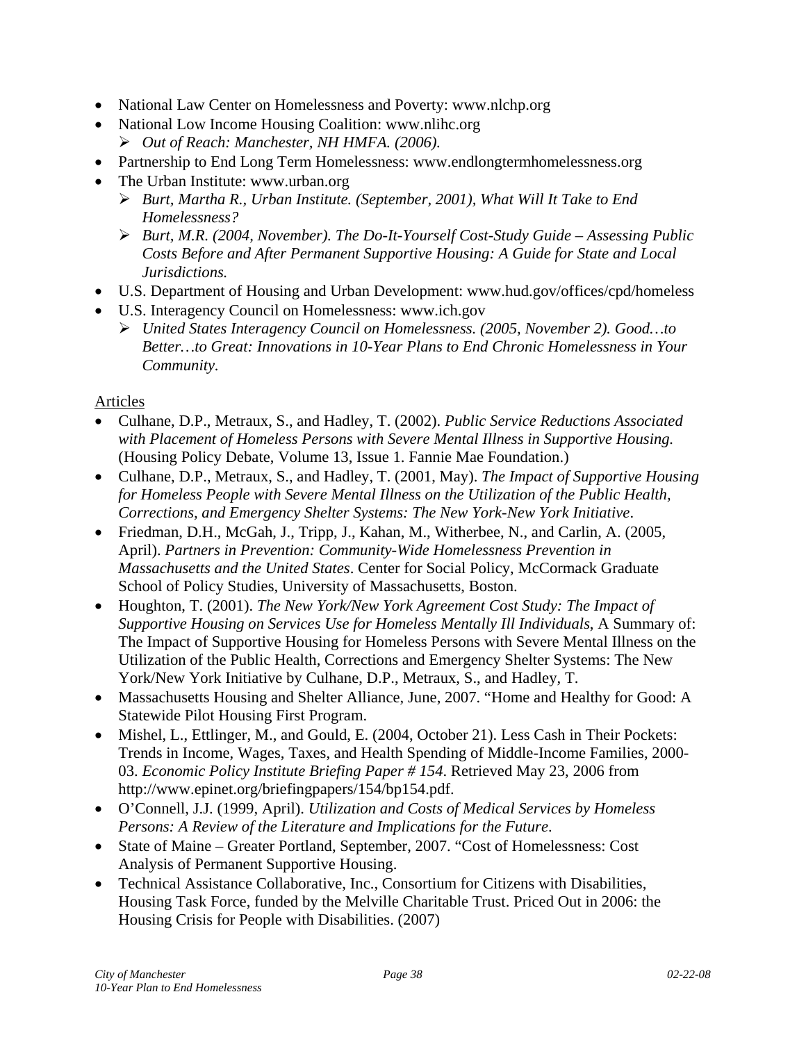- National Law Center on Homelessness and Poverty: www.nlchp.org
- National Low Income Housing Coalition: www.nlihc.org
  - *Out of Reach: Manchester, NH HMFA. (2006).*
- Partnership to End Long Term Homelessness: www.endlongtermhomelessness.org
- The Urban Institute: www.urban.org
  - *Burt, Martha R., Urban Institute. (September, 2001), What Will It Take to End Homelessness?*
  - *Burt, M.R. (2004, November). The Do-It-Yourself Cost-Study Guide – Assessing Public Costs Before and After Permanent Supportive Housing: A Guide for State and Local Jurisdictions.*
- U.S. Department of Housing and Urban Development: www.hud.gov/offices/cpd/homeless
- U.S. Interagency Council on Homelessness: www.ich.gov
  - *United States Interagency Council on Homelessness. (2005, November 2). Good…to Better…to Great: Innovations in 10-Year Plans to End Chronic Homelessness in Your Community.*

<u>Articles</u>

- Culhane, D.P., Metraux, S., and Hadley, T. (2002). *Public Service Reductions Associated with Placement of Homeless Persons with Severe Mental Illness in Supportive Housing.* (Housing Policy Debate, Volume 13, Issue 1. Fannie Mae Foundation.)
- Culhane, D.P., Metraux, S., and Hadley, T. (2001, May). *The Impact of Supportive Housing for Homeless People with Severe Mental Illness on the Utilization of the Public Health, Corrections, and Emergency Shelter Systems: The New York-New York Initiative*.
- Friedman, D.H., McGah, J., Tripp, J., Kahan, M., Witherbee, N., and Carlin, A. (2005, April). *Partners in Prevention: Community-Wide Homelessness Prevention in Massachusetts and the United States*. Center for Social Policy, McCormack Graduate School of Policy Studies, University of Massachusetts, Boston.
- Houghton, T. (2001). *The New York/New York Agreement Cost Study: The Impact of Supportive Housing on Services Use for Homeless Mentally Ill Individuals*, A Summary of: The Impact of Supportive Housing for Homeless Persons with Severe Mental Illness on the Utilization of the Public Health, Corrections and Emergency Shelter Systems: The New York/New York Initiative by Culhane, D.P., Metraux, S., and Hadley, T.
- Massachusetts Housing and Shelter Alliance, June, 2007. "Home and Healthy for Good: A Statewide Pilot Housing First Program.
- Mishel, L., Ettlinger, M., and Gould, E. (2004, October 21). Less Cash in Their Pockets: Trends in Income, Wages, Taxes, and Health Spending of Middle-Income Families, 2000-03. *Economic Policy Institute Briefing Paper # 154*. Retrieved May 23, 2006 from http://www.epinet.org/briefingpapers/154/bp154.pdf.
- O'Connell, J.J. (1999, April). *Utilization and Costs of Medical Services by Homeless Persons: A Review of the Literature and Implications for the Future*.
- State of Maine – Greater Portland, September, 2007. "Cost of Homelessness: Cost Analysis of Permanent Supportive Housing.
- Technical Assistance Collaborative, Inc., Consortium for Citizens with Disabilities, Housing Task Force, funded by the Melville Charitable Trust. Priced Out in 2006: the Housing Crisis for People with Disabilities. (2007)